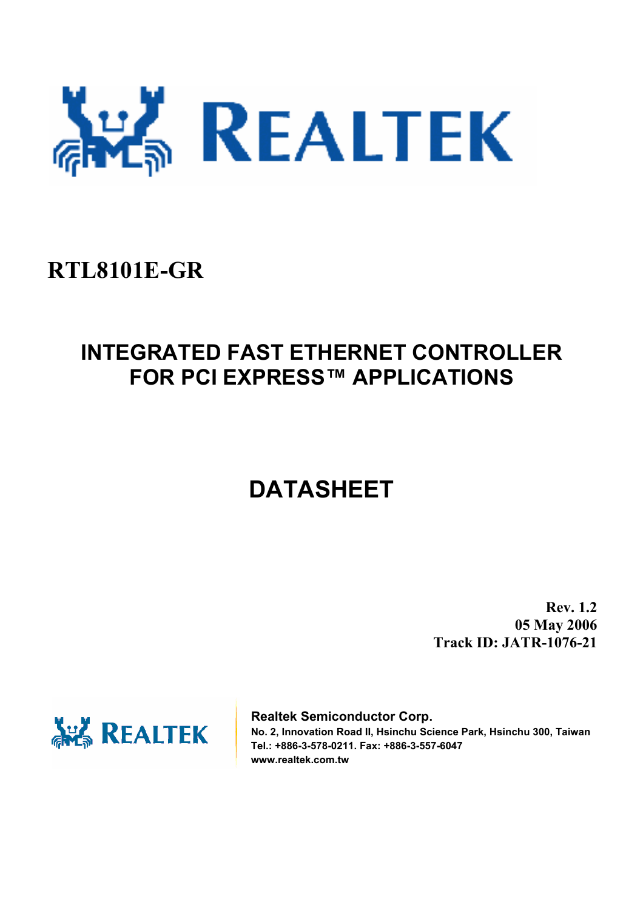# RTL8101E-GR

## INTEGRATED FAST ETHERNET CONTROLLER FOR PCI EXPRESS™ APPLICATIONS

## DATASHEET

**Rev. 1.2**
**05 May 2006**
**Track ID: JATR-1076-21**

**Realtek Semiconductor Corp.**
**No. 2, Innovation Road II, Hsinchu Science Park, Hsinchu 300, Taiwan**
**Tel.: +886-3-578-0211. Fax: +886-3-557-6047**
**www.realtek.com.tw**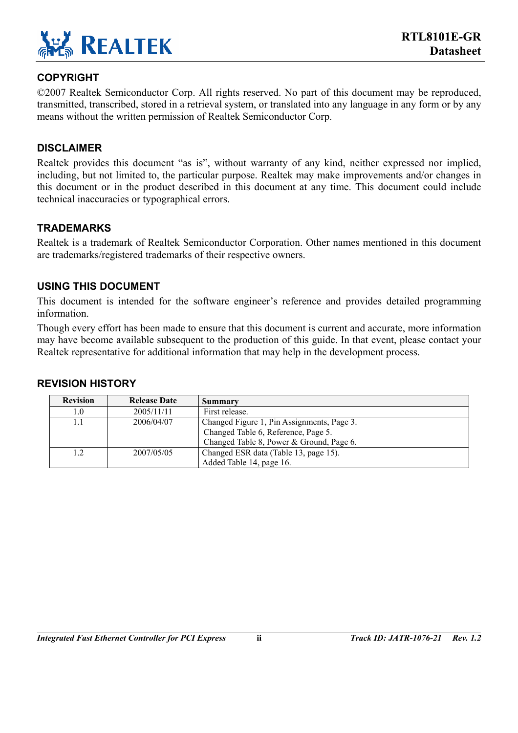## COPYRIGHT

©2007 Realtek Semiconductor Corp. All rights reserved. No part of this document may be reproduced, transmitted, transcribed, stored in a retrieval system, or translated into any language in any form or by any means without the written permission of Realtek Semiconductor Corp.

## DISCLAIMER

Realtek provides this document "as is", without warranty of any kind, neither expressed nor implied, including, but not limited to, the particular purpose. Realtek may make improvements and/or changes in this document or in the product described in this document at any time. This document could include technical inaccuracies or typographical errors.

## TRADEMARKS

Realtek is a trademark of Realtek Semiconductor Corporation. Other names mentioned in this document are trademarks/registered trademarks of their respective owners.

## USING THIS DOCUMENT

This document is intended for the software engineer's reference and provides detailed programming information.

Though every effort has been made to ensure that this document is current and accurate, more information may have become available subsequent to the production of this guide. In that event, please contact your Realtek representative for additional information that may help in the development process.

## REVISION HISTORY

| Revision | Release Date | Summary |
|---|---|---|
| 1.0 | 2005/11/11 | First release. |
| 1.1 | 2006/04/07 | Changed Figure 1, Pin Assignments, Page 3.<br>Changed Table 6, Reference, Page 5.<br>Changed Table 8, Power & Ground, Page 6. |
| 1.2 | 2007/05/05 | Changed ESR data (Table 13, page 15).<br>Added Table 14, page 16. |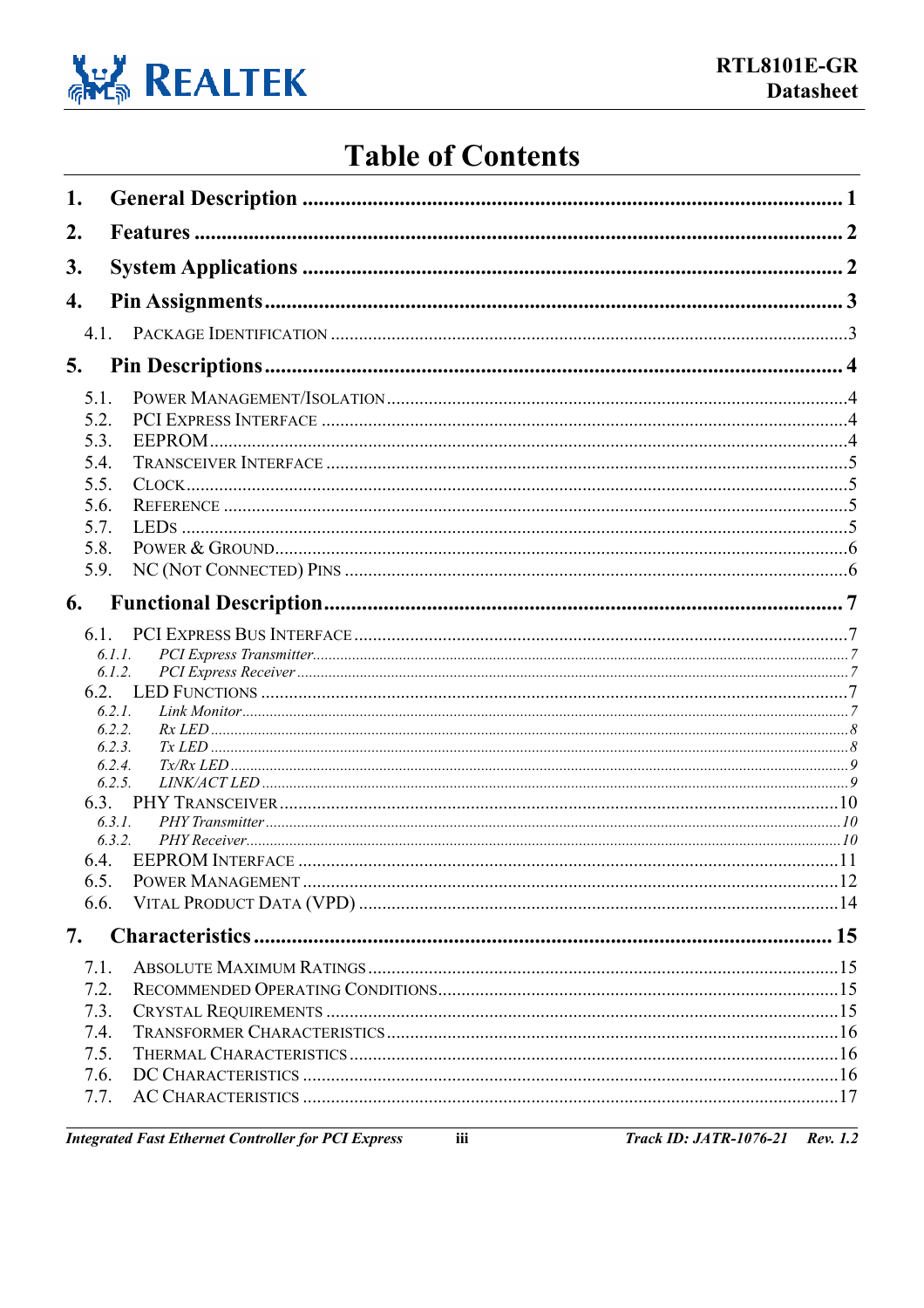# Table of Contents

1. General Description ........................................................................................................ 1
2. Features ........................................................................................................................... 2
3. System Applications ........................................................................................................ 2
4. Pin Assignments ............................................................................................................. 3
   - 4.1. Package Identification ................................................................................................ 3
5. Pin Descriptions ............................................................................................................. 4
   - 5.1. Power Management/Isolation ..................................................................................... 4
   - 5.2. PCI Express Interface ................................................................................................ 4
   - 5.3. EEPROM ..................................................................................................................... 4
   - 5.4. Transceiver Interface ................................................................................................. 5
   - 5.5. Clock ........................................................................................................................... 5
   - 5.6. Reference .................................................................................................................... 5
   - 5.7. LEDs ............................................................................................................................ 5
   - 5.8. Power & Ground ........................................................................................................ 6
   - 5.9. NC (Not Connected) Pins ........................................................................................... 6
6. Functional Description .................................................................................................... 7
   - 6.1. PCI Express Bus Interface ......................................................................................... 7
     - *6.1.1. PCI Express Transmitter* ..................................................................................... 7
     - *6.1.2. PCI Express Receiver* .......................................................................................... 7
   - 6.2. LED Functions ............................................................................................................ 7
     - *6.2.1. Link Monitor* ......................................................................................................... 7
     - *6.2.2. Rx LED* ................................................................................................................. 8
     - *6.2.3. Tx LED* ................................................................................................................. 8
     - *6.2.4. Tx/Rx LED* ............................................................................................................ 9
     - *6.2.5. LINK/ACT LED* .................................................................................................... 9
   - 6.3. PHY Transceiver ....................................................................................................... 10
     - *6.3.1. PHY Transmitter* ................................................................................................. 10
     - *6.3.2. PHY Receiver* ...................................................................................................... 10
   - 6.4. EEPROM Interface .................................................................................................... 11
   - 6.5. Power Management ................................................................................................... 12
   - 6.6. Vital Product Data (VPD) ......................................................................................... 14
7. Characteristics ................................................................................................................ 15
   - 7.1. Absolute Maximum Ratings ...................................................................................... 15
   - 7.2. Recommended Operating Conditions ....................................................................... 15
   - 7.3. Crystal Requirements ................................................................................................ 15
   - 7.4. Transformer Characteristics ..................................................................................... 16
   - 7.5. Thermal Characteristics ........................................................................................... 16
   - 7.6. DC Characteristics .................................................................................................... 16
   - 7.7. AC Characteristics ..................................................................................................... 17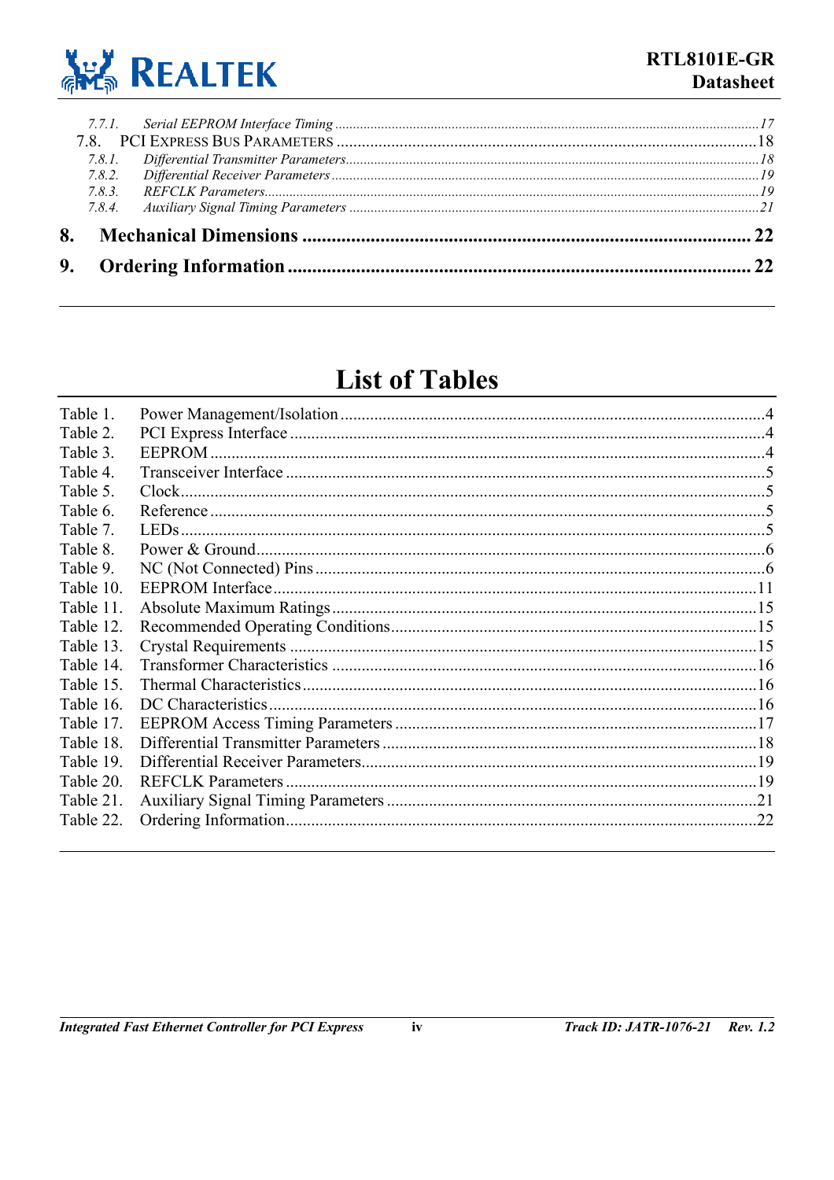7.7.1. *Serial EEPROM Interface Timing* ........................................................................... 17

7.8. PCI EXPRESS BUS PARAMETERS ........................................................................... 18

7.8.1. *Differential Transmitter Parameters* ........................................................................... 18

7.8.2. *Differential Receiver Parameters* ........................................................................... 19

7.8.3. *REFCLK Parameters* ........................................................................... 19

7.8.4. *Auxiliary Signal Timing Parameters* ........................................................................... 21

**8. Mechanical Dimensions ........................................................................... 22**

**9. Ordering Information ........................................................................... 22**

# List of Tables

Table 1. Power Management/Isolation ........................................................................... 4

Table 2. PCI Express Interface ........................................................................... 4

Table 3. EEPROM ........................................................................... 4

Table 4. Transceiver Interface ........................................................................... 5

Table 5. Clock ........................................................................... 5

Table 6. Reference ........................................................................... 5

Table 7. LEDs ........................................................................... 5

Table 8. Power & Ground ........................................................................... 6

Table 9. NC (Not Connected) Pins ........................................................................... 6

Table 10. EEPROM Interface ........................................................................... 11

Table 11. Absolute Maximum Ratings ........................................................................... 15

Table 12. Recommended Operating Conditions ........................................................................... 15

Table 13. Crystal Requirements ........................................................................... 15

Table 14. Transformer Characteristics ........................................................................... 16

Table 15. Thermal Characteristics ........................................................................... 16

Table 16. DC Characteristics ........................................................................... 16

Table 17. EEPROM Access Timing Parameters ........................................................................... 17

Table 18. Differential Transmitter Parameters ........................................................................... 18

Table 19. Differential Receiver Parameters ........................................................................... 19

Table 20. REFCLK Parameters ........................................................................... 19

Table 21. Auxiliary Signal Timing Parameters ........................................................................... 21

Table 22. Ordering Information ........................................................................... 22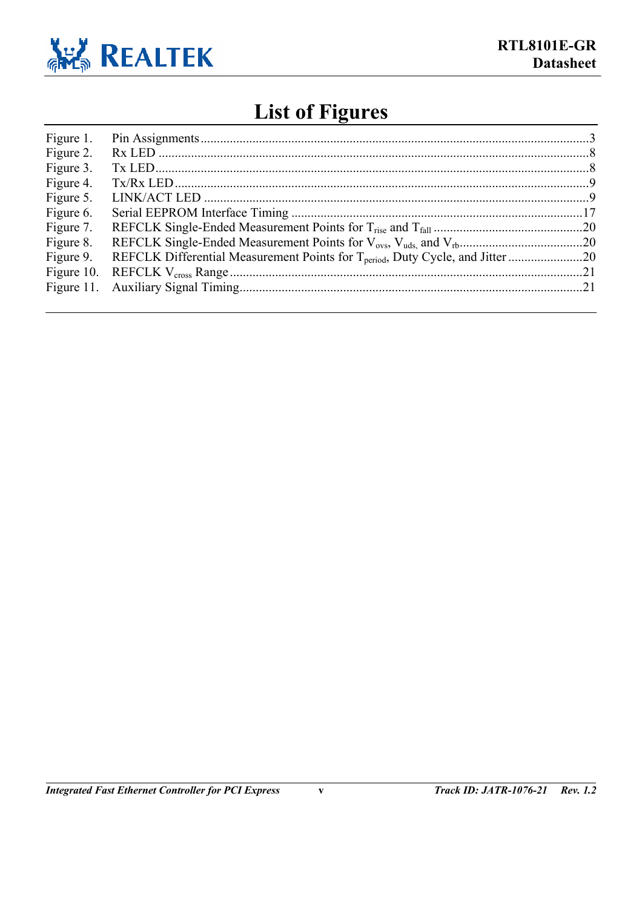# List of Figures

Figure 1. Pin Assignments ....................................................................................................... 3
Figure 2. Rx LED ..................................................................................................................... 8
Figure 3. Tx LED ...................................................................................................................... 8
Figure 4. Tx/Rx LED ................................................................................................................ 9
Figure 5. LINK/ACT LED ....................................................................................................... 9
Figure 6. Serial EEPROM Interface Timing ......................................................................... 17
Figure 7. REFCLK Single-Ended Measurement Points for $T_{rise}$ and $T_{fall}$ .................................................. 20
Figure 8. REFCLK Single-Ended Measurement Points for $V_{ovs}$, $V_{uds,}$ and $V_{rb}$ ....................................... 20
Figure 9. REFCLK Differential Measurement Points for $T_{period}$, Duty Cycle, and Jitter ....................... 20
Figure 10. REFCLK $V_{cross}$ Range ............................................................................................ 21
Figure 11. Auxiliary Signal Timing ........................................................................................ 21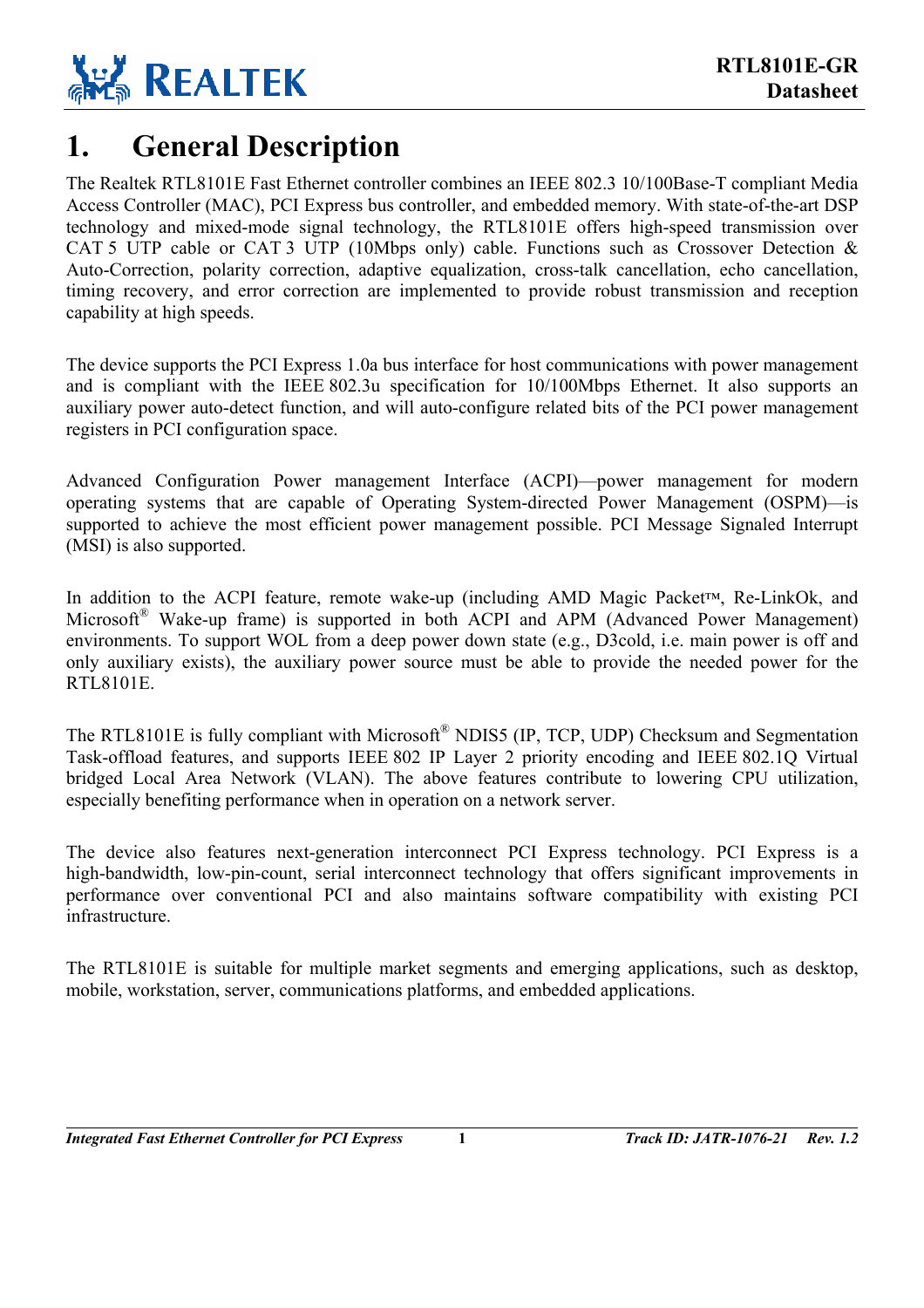# 1. General Description

The Realtek RTL8101E Fast Ethernet controller combines an IEEE 802.3 10/100Base-T compliant Media Access Controller (MAC), PCI Express bus controller, and embedded memory. With state-of-the-art DSP technology and mixed-mode signal technology, the RTL8101E offers high-speed transmission over CAT 5 UTP cable or CAT 3 UTP (10Mbps only) cable. Functions such as Crossover Detection & Auto-Correction, polarity correction, adaptive equalization, cross-talk cancellation, echo cancellation, timing recovery, and error correction are implemented to provide robust transmission and reception capability at high speeds.

The device supports the PCI Express 1.0a bus interface for host communications with power management and is compliant with the IEEE 802.3u specification for 10/100Mbps Ethernet. It also supports an auxiliary power auto-detect function, and will auto-configure related bits of the PCI power management registers in PCI configuration space.

Advanced Configuration Power management Interface (ACPI)—power management for modern operating systems that are capable of Operating System-directed Power Management (OSPM)—is supported to achieve the most efficient power management possible. PCI Message Signaled Interrupt (MSI) is also supported.

In addition to the ACPI feature, remote wake-up (including AMD Magic Packet™, Re-LinkOk, and Microsoft® Wake-up frame) is supported in both ACPI and APM (Advanced Power Management) environments. To support WOL from a deep power down state (e.g., D3cold, i.e. main power is off and only auxiliary exists), the auxiliary power source must be able to provide the needed power for the RTL8101E.

The RTL8101E is fully compliant with Microsoft® NDIS5 (IP, TCP, UDP) Checksum and Segmentation Task-offload features, and supports IEEE 802 IP Layer 2 priority encoding and IEEE 802.1Q Virtual bridged Local Area Network (VLAN). The above features contribute to lowering CPU utilization, especially benefiting performance when in operation on a network server.

The device also features next-generation interconnect PCI Express technology. PCI Express is a high-bandwidth, low-pin-count, serial interconnect technology that offers significant improvements in performance over conventional PCI and also maintains software compatibility with existing PCI infrastructure.

The RTL8101E is suitable for multiple market segments and emerging applications, such as desktop, mobile, workstation, server, communications platforms, and embedded applications.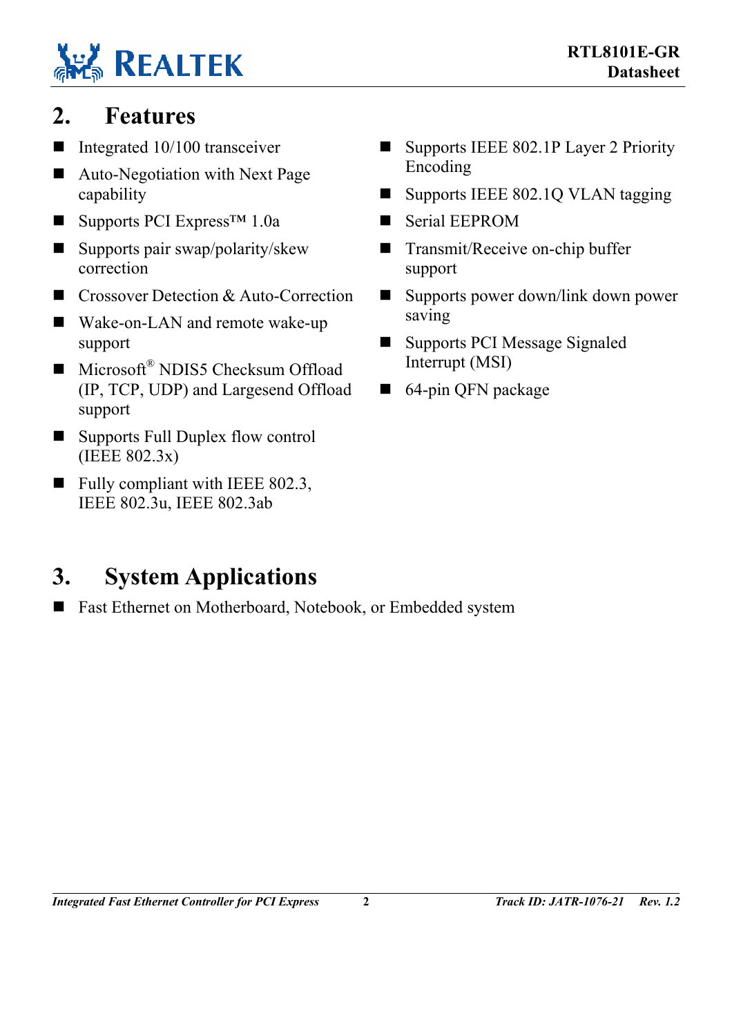## 2. Features

- Integrated 10/100 transceiver
- Auto-Negotiation with Next Page capability
- Supports PCI Express™ 1.0a
- Supports pair swap/polarity/skew correction
- Crossover Detection & Auto-Correction
- Wake-on-LAN and remote wake-up support
- Microsoft® NDIS5 Checksum Offload (IP, TCP, UDP) and Largesend Offload support
- Supports Full Duplex flow control (IEEE 802.3x)
- Fully compliant with IEEE 802.3, IEEE 802.3u, IEEE 802.3ab
- Supports IEEE 802.1P Layer 2 Priority Encoding
- Supports IEEE 802.1Q VLAN tagging
- Serial EEPROM
- Transmit/Receive on-chip buffer support
- Supports power down/link down power saving
- Supports PCI Message Signaled Interrupt (MSI)
- 64-pin QFN package

## 3. System Applications

- Fast Ethernet on Motherboard, Notebook, or Embedded system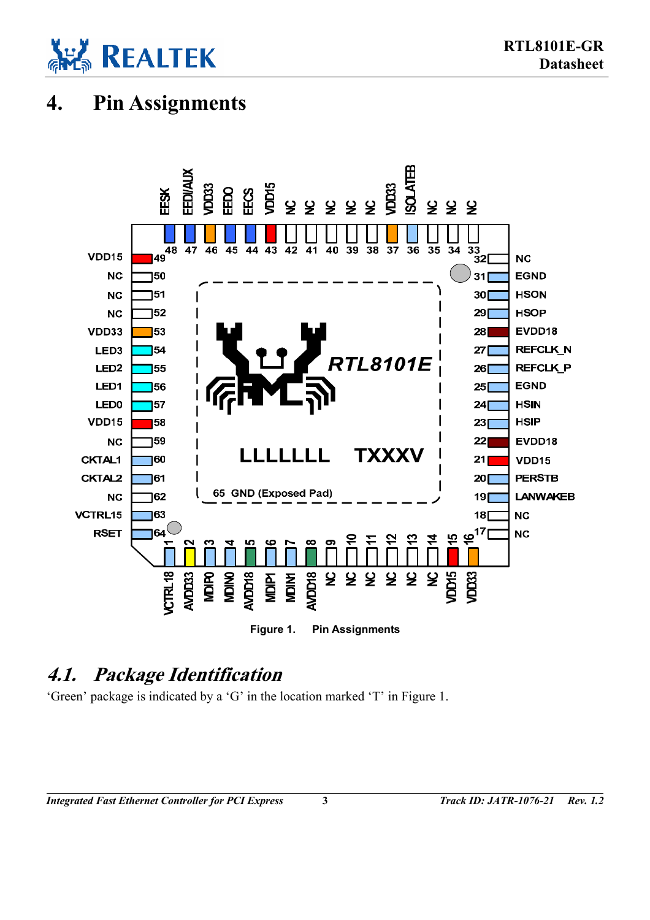# 4. Pin Assignments

Figure 1. Pin Assignments

## 4.1. Package Identification

'Green' package is indicated by a 'G' in the location marked 'T' in Figure 1.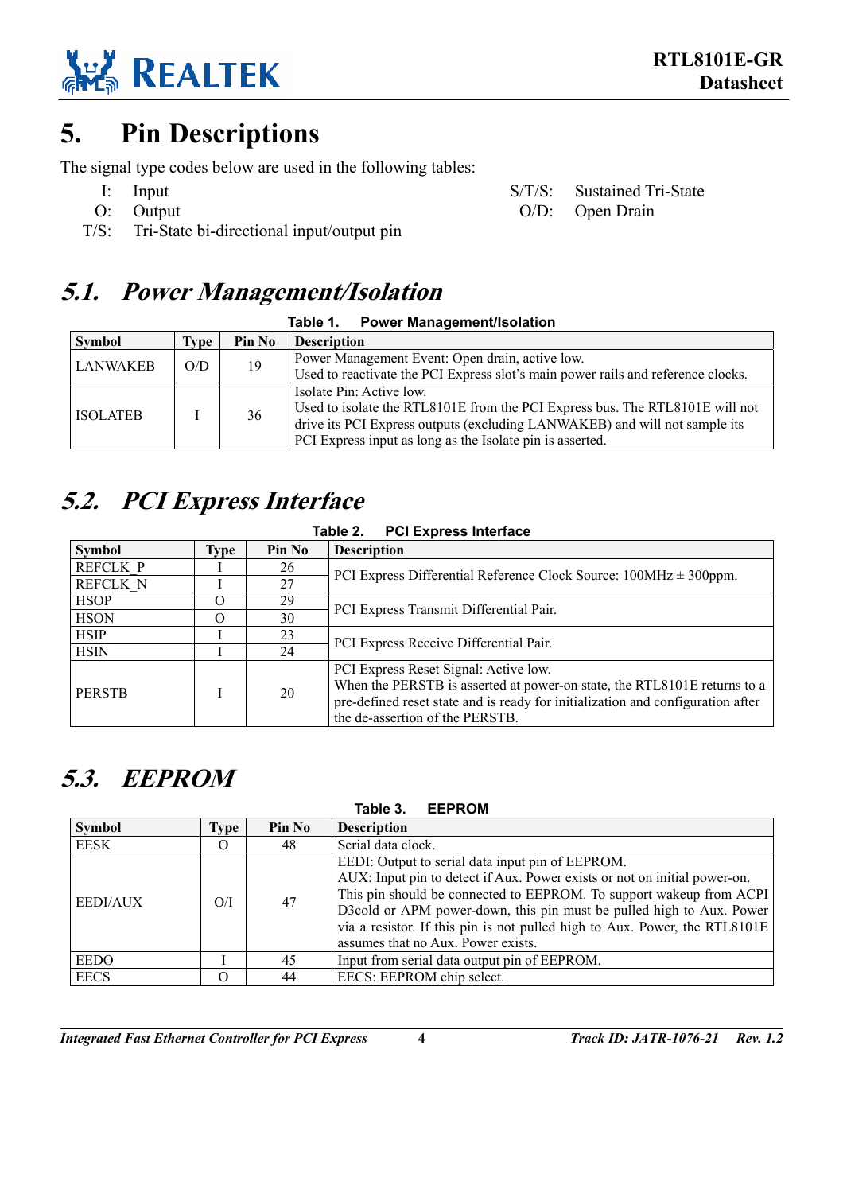# 5. Pin Descriptions

The signal type codes below are used in the following tables:

- I: Input
- O: Output
- T/S: Tri-State bi-directional input/output pin
- S/T/S: Sustained Tri-State
- O/D: Open Drain

## 5.1. Power Management/Isolation

**Table 1. Power Management/Isolation**

| Symbol | Type | Pin No | Description |
|---|---|---|---|
| LANWAKEB | O/D | 19 | Power Management Event: Open drain, active low. Used to reactivate the PCI Express slot's main power rails and reference clocks. |
| ISOLATEB | I | 36 | Isolate Pin: Active low. Used to isolate the RTL8101E from the PCI Express bus. The RTL8101E will not drive its PCI Express outputs (excluding LANWAKEB) and will not sample its PCI Express input as long as the Isolate pin is asserted. |

## 5.2. PCI Express Interface

**Table 2. PCI Express Interface**

| Symbol | Type | Pin No | Description |
|---|---|---|---|
| REFCLK_P | I | 26 | PCI Express Differential Reference Clock Source: 100MHz ± 300ppm. |
| REFCLK_N | I | 27 | |
| HSOP | O | 29 | PCI Express Transmit Differential Pair. |
| HSON | O | 30 | |
| HSIP | I | 23 | PCI Express Receive Differential Pair. |
| HSIN | I | 24 | |
| PERSTB | I | 20 | PCI Express Reset Signal: Active low. When the PERSTB is asserted at power-on state, the RTL8101E returns to a pre-defined reset state and is ready for initialization and configuration after the de-assertion of the PERSTB. |

## 5.3. EEPROM

**Table 3. EEPROM**

| Symbol | Type | Pin No | Description |
|---|---|---|---|
| EESK | O | 48 | Serial data clock. |
| EEDI/AUX | O/I | 47 | EEDI: Output to serial data input pin of EEPROM. AUX: Input pin to detect if Aux. Power exists or not on initial power-on. This pin should be connected to EEPROM. To support wakeup from ACPI D3cold or APM power-down, this pin must be pulled high to Aux. Power via a resistor. If this pin is not pulled high to Aux. Power, the RTL8101E assumes that no Aux. Power exists. |
| EEDO | I | 45 | Input from serial data output pin of EEPROM. |
| EECS | O | 44 | EECS: EEPROM chip select. |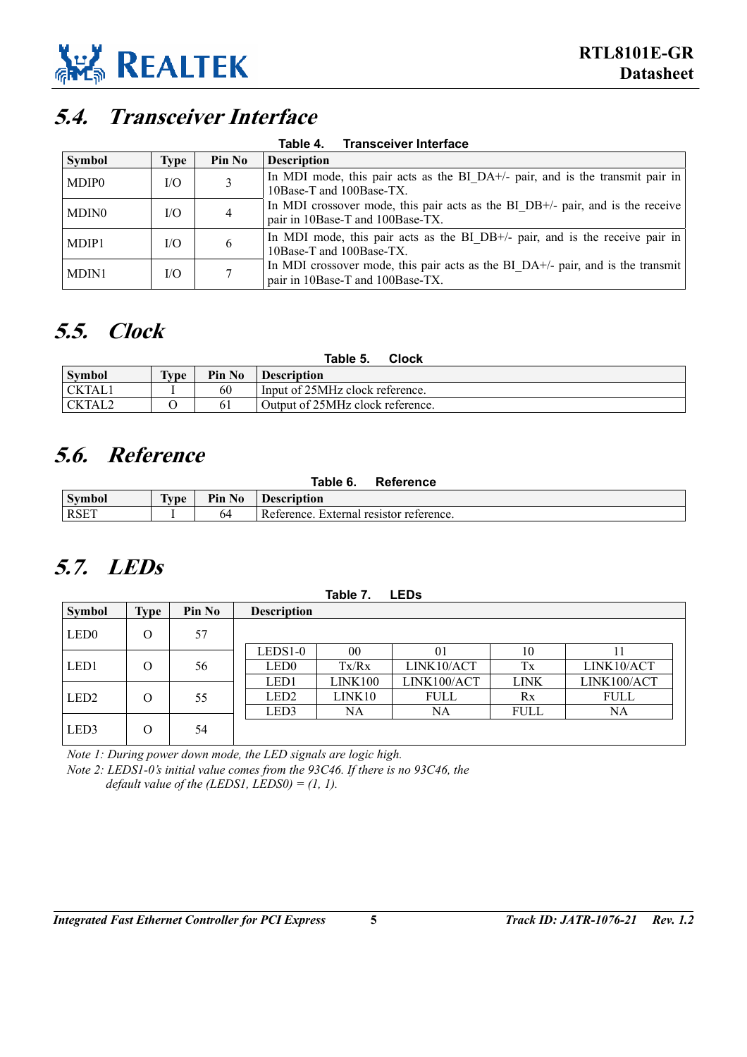## 5.4. Transceiver Interface

**Table 4. Transceiver Interface**

| Symbol | Type | Pin No | Description |
|---|---|---|---|
| MDIP0 | I/O | 3 | In MDI mode, this pair acts as the BI_DA+/- pair, and is the transmit pair in 10Base-T and 100Base-TX. |
| MDIN0 | I/O | 4 | In MDI crossover mode, this pair acts as the BI_DB+/- pair, and is the receive pair in 10Base-T and 100Base-TX. |
| MDIP1 | I/O | 6 | In MDI mode, this pair acts as the BI_DB+/- pair, and is the receive pair in 10Base-T and 100Base-TX. |
| MDIN1 | I/O | 7 | In MDI crossover mode, this pair acts as the BI_DA+/- pair, and is the transmit pair in 10Base-T and 100Base-TX. |

## 5.5. Clock

**Table 5. Clock**

| Symbol | Type | Pin No | Description |
|---|---|---|---|
| CKTAL1 | I | 60 | Input of 25MHz clock reference. |
| CKTAL2 | O | 61 | Output of 25MHz clock reference. |

## 5.6. Reference

**Table 6. Reference**

| Symbol | Type | Pin No | Description |
|---|---|---|---|
| RSET | I | 64 | Reference. External resistor reference. |

## 5.7. LEDs

**Table 7. LEDs**

| Symbol | Type | Pin No |
|---|---|---|
| LED0 | O | 57 |
| LED1 | O | 56 |
| LED2 | O | 55 |
| LED3 | O | 54 |

Description:

| LEDS1-0 | 00 | 01 | 10 | 11 |
|---|---|---|---|---|
| LED0 | Tx/Rx | LINK10/ACT | Tx | LINK10/ACT |
| LED1 | LINK100 | LINK100/ACT | LINK | LINK100/ACT |
| LED2 | LINK10 | FULL | Rx | FULL |
| LED3 | NA | NA | FULL | NA |

*Note 1: During power down mode, the LED signals are logic high.*

*Note 2: LEDS1-0's initial value comes from the 93C46. If there is no 93C46, the default value of the (LEDS1, LEDS0) = (1, 1).*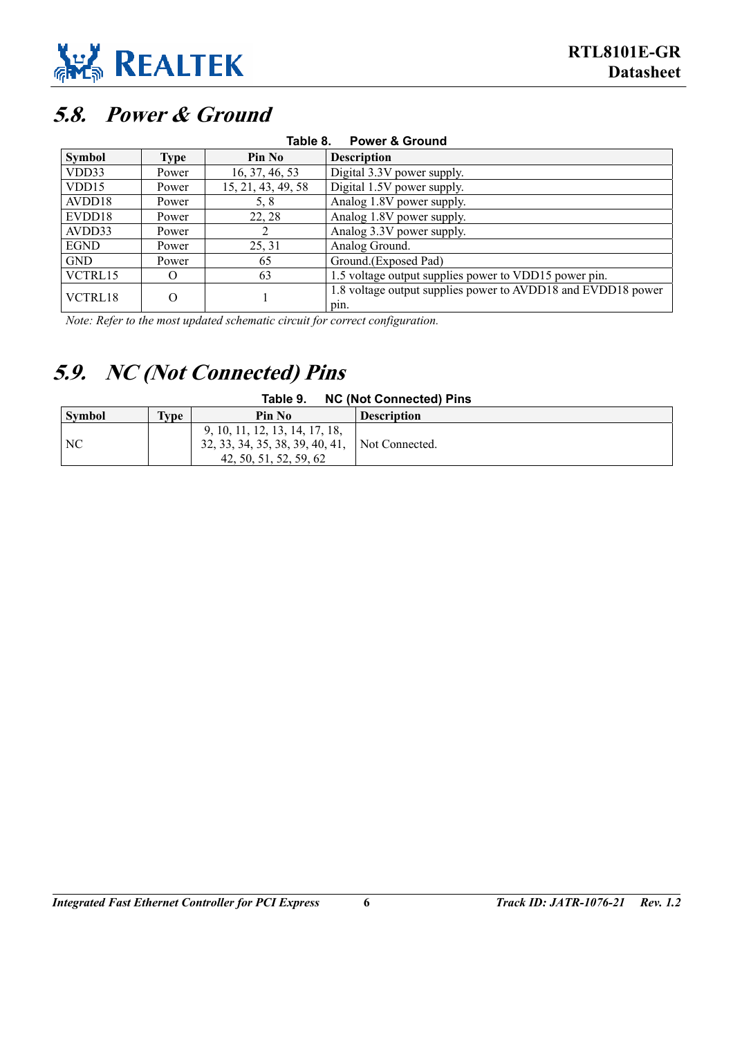## 5.8. Power & Ground

**Table 8. Power & Ground**

| Symbol | Type | Pin No | Description |
|---|---|---|---|
| VDD33 | Power | 16, 37, 46, 53 | Digital 3.3V power supply. |
| VDD15 | Power | 15, 21, 43, 49, 58 | Digital 1.5V power supply. |
| AVDD18 | Power | 5, 8 | Analog 1.8V power supply. |
| EVDD18 | Power | 22, 28 | Analog 1.8V power supply. |
| AVDD33 | Power | 2 | Analog 3.3V power supply. |
| EGND | Power | 25, 31 | Analog Ground. |
| GND | Power | 65 | Ground.(Exposed Pad) |
| VCTRL15 | O | 63 | 1.5 voltage output supplies power to VDD15 power pin. |
| VCTRL18 | O | 1 | 1.8 voltage output supplies power to AVDD18 and EVDD18 power pin. |

*Note: Refer to the most updated schematic circuit for correct configuration.*

## 5.9. NC (Not Connected) Pins

**Table 9. NC (Not Connected) Pins**

| Symbol | Type | Pin No | Description |
|---|---|---|---|
| NC | | 9, 10, 11, 12, 13, 14, 17, 18, 32, 33, 34, 35, 38, 39, 40, 41, 42, 50, 51, 52, 59, 62 | Not Connected. |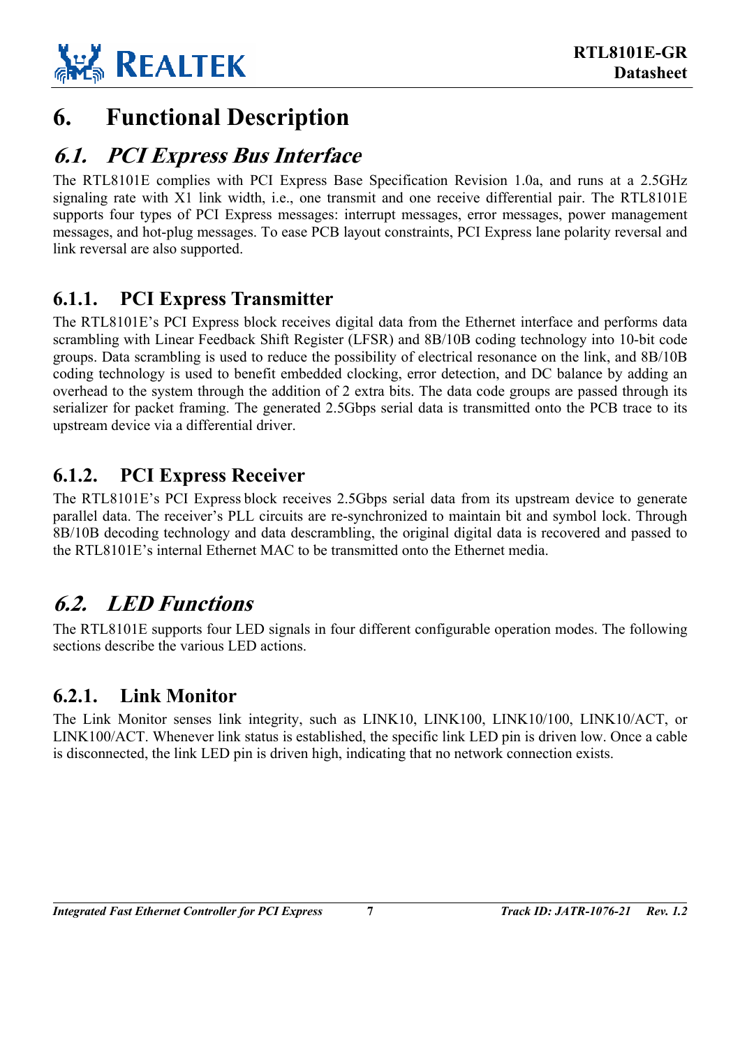# 6. Functional Description

## *6.1. PCI Express Bus Interface*

The RTL8101E complies with PCI Express Base Specification Revision 1.0a, and runs at a 2.5GHz signaling rate with X1 link width, i.e., one transmit and one receive differential pair. The RTL8101E supports four types of PCI Express messages: interrupt messages, error messages, power management messages, and hot-plug messages. To ease PCB layout constraints, PCI Express lane polarity reversal and link reversal are also supported.

### 6.1.1. PCI Express Transmitter

The RTL8101E's PCI Express block receives digital data from the Ethernet interface and performs data scrambling with Linear Feedback Shift Register (LFSR) and 8B/10B coding technology into 10-bit code groups. Data scrambling is used to reduce the possibility of electrical resonance on the link, and 8B/10B coding technology is used to benefit embedded clocking, error detection, and DC balance by adding an overhead to the system through the addition of 2 extra bits. The data code groups are passed through its serializer for packet framing. The generated 2.5Gbps serial data is transmitted onto the PCB trace to its upstream device via a differential driver.

### 6.1.2. PCI Express Receiver

The RTL8101E's PCI Express block receives 2.5Gbps serial data from its upstream device to generate parallel data. The receiver's PLL circuits are re-synchronized to maintain bit and symbol lock. Through 8B/10B decoding technology and data descrambling, the original digital data is recovered and passed to the RTL8101E's internal Ethernet MAC to be transmitted onto the Ethernet media.

## *6.2. LED Functions*

The RTL8101E supports four LED signals in four different configurable operation modes. The following sections describe the various LED actions.

### 6.2.1. Link Monitor

The Link Monitor senses link integrity, such as LINK10, LINK100, LINK10/100, LINK10/ACT, or LINK100/ACT. Whenever link status is established, the specific link LED pin is driven low. Once a cable is disconnected, the link LED pin is driven high, indicating that no network connection exists.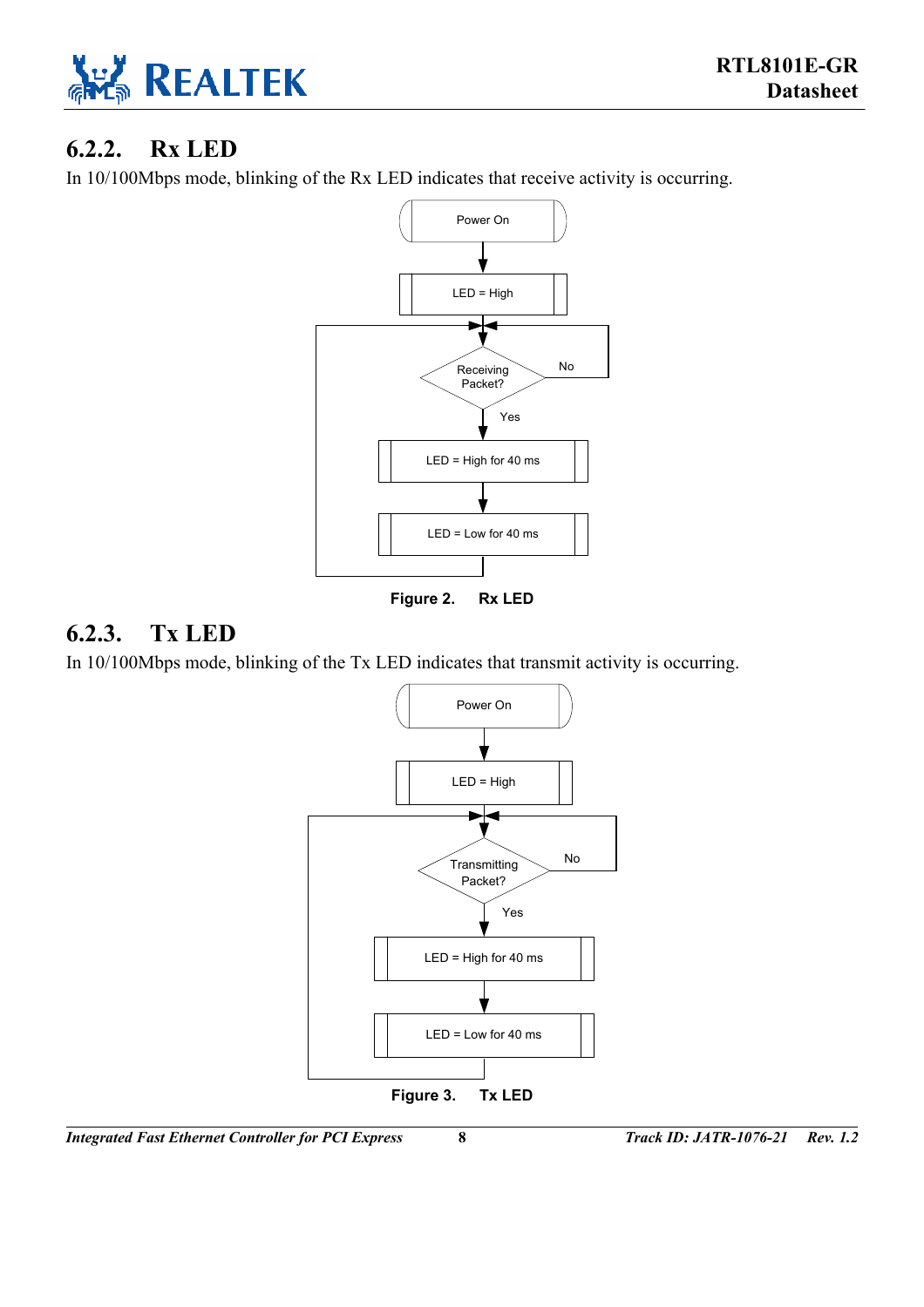### 6.2.2. Rx LED

In 10/100Mbps mode, blinking of the Rx LED indicates that receive activity is occurring.

Power On

LED = High

Receiving Packet?

No

Yes

LED = High for 40 ms

LED = Low for 40 ms

**Figure 2. Rx LED**

### 6.2.3. Tx LED

In 10/100Mbps mode, blinking of the Tx LED indicates that transmit activity is occurring.

Power On

LED = High

Transmitting Packet?

No

Yes

LED = High for 40 ms

LED = Low for 40 ms

**Figure 3. Tx LED**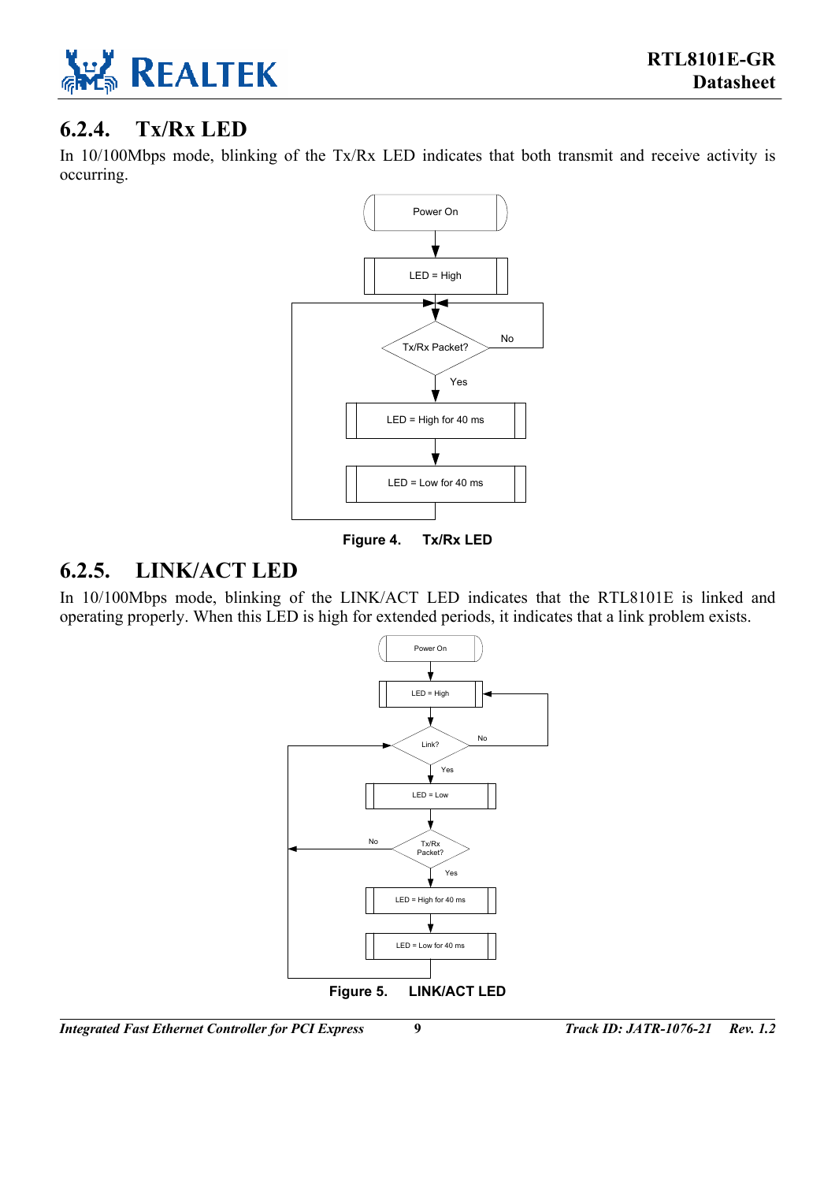### 6.2.4. Tx/Rx LED

In 10/100Mbps mode, blinking of the Tx/Rx LED indicates that both transmit and receive activity is occurring.

Figure 4. Tx/Rx LED

### 6.2.5. LINK/ACT LED

In 10/100Mbps mode, blinking of the LINK/ACT LED indicates that the RTL8101E is linked and operating properly. When this LED is high for extended periods, it indicates that a link problem exists.

Figure 5. LINK/ACT LED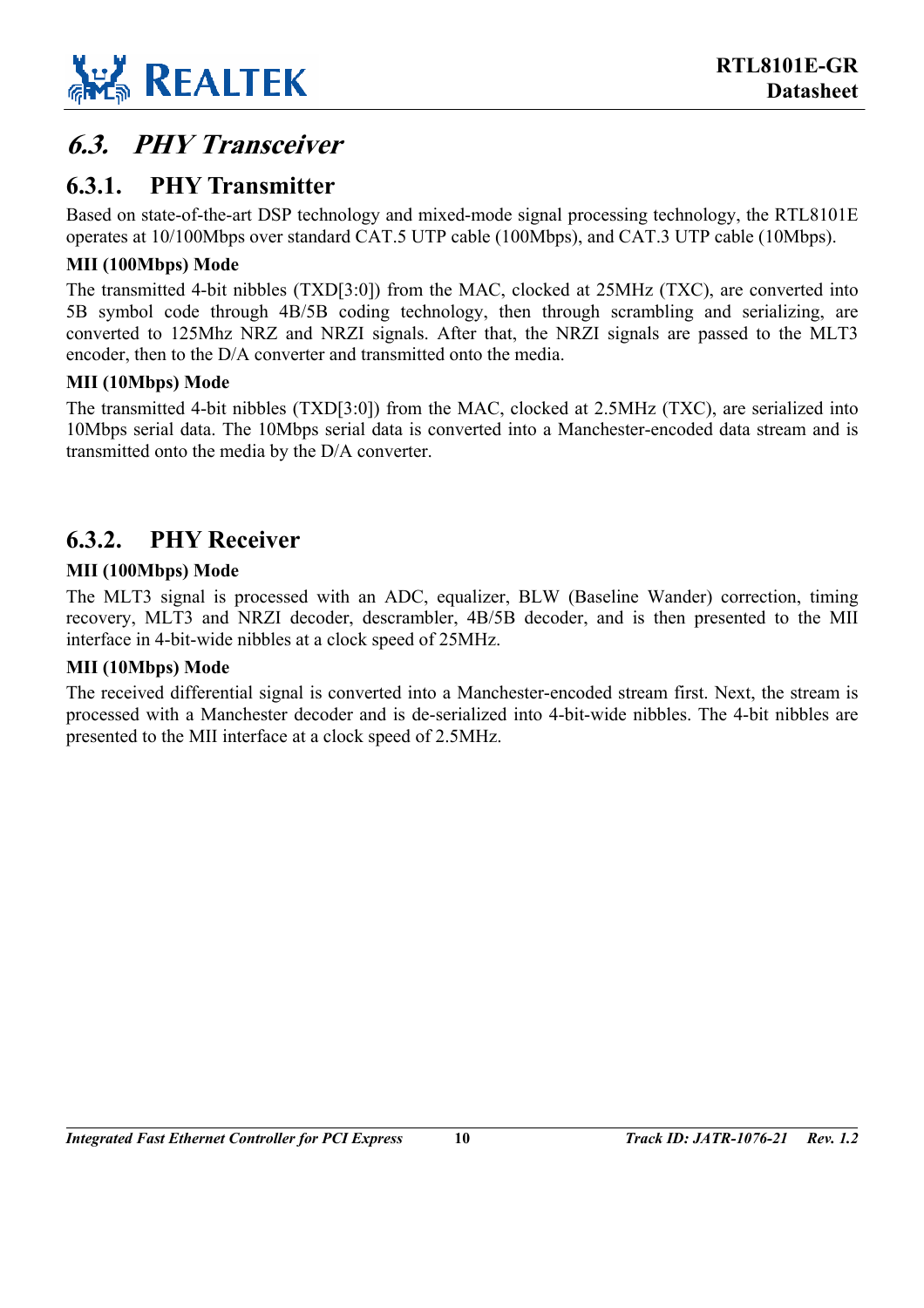## 6.3. PHY Transceiver

### 6.3.1. PHY Transmitter

Based on state-of-the-art DSP technology and mixed-mode signal processing technology, the RTL8101E operates at 10/100Mbps over standard CAT.5 UTP cable (100Mbps), and CAT.3 UTP cable (10Mbps).

**MII (100Mbps) Mode**

The transmitted 4-bit nibbles (TXD[3:0]) from the MAC, clocked at 25MHz (TXC), are converted into 5B symbol code through 4B/5B coding technology, then through scrambling and serializing, are converted to 125Mhz NRZ and NRZI signals. After that, the NRZI signals are passed to the MLT3 encoder, then to the D/A converter and transmitted onto the media.

**MII (10Mbps) Mode**

The transmitted 4-bit nibbles (TXD[3:0]) from the MAC, clocked at 2.5MHz (TXC), are serialized into 10Mbps serial data. The 10Mbps serial data is converted into a Manchester-encoded data stream and is transmitted onto the media by the D/A converter.

### 6.3.2. PHY Receiver

**MII (100Mbps) Mode**

The MLT3 signal is processed with an ADC, equalizer, BLW (Baseline Wander) correction, timing recovery, MLT3 and NRZI decoder, descrambler, 4B/5B decoder, and is then presented to the MII interface in 4-bit-wide nibbles at a clock speed of 25MHz.

**MII (10Mbps) Mode**

The received differential signal is converted into a Manchester-encoded stream first. Next, the stream is processed with a Manchester decoder and is de-serialized into 4-bit-wide nibbles. The 4-bit nibbles are presented to the MII interface at a clock speed of 2.5MHz.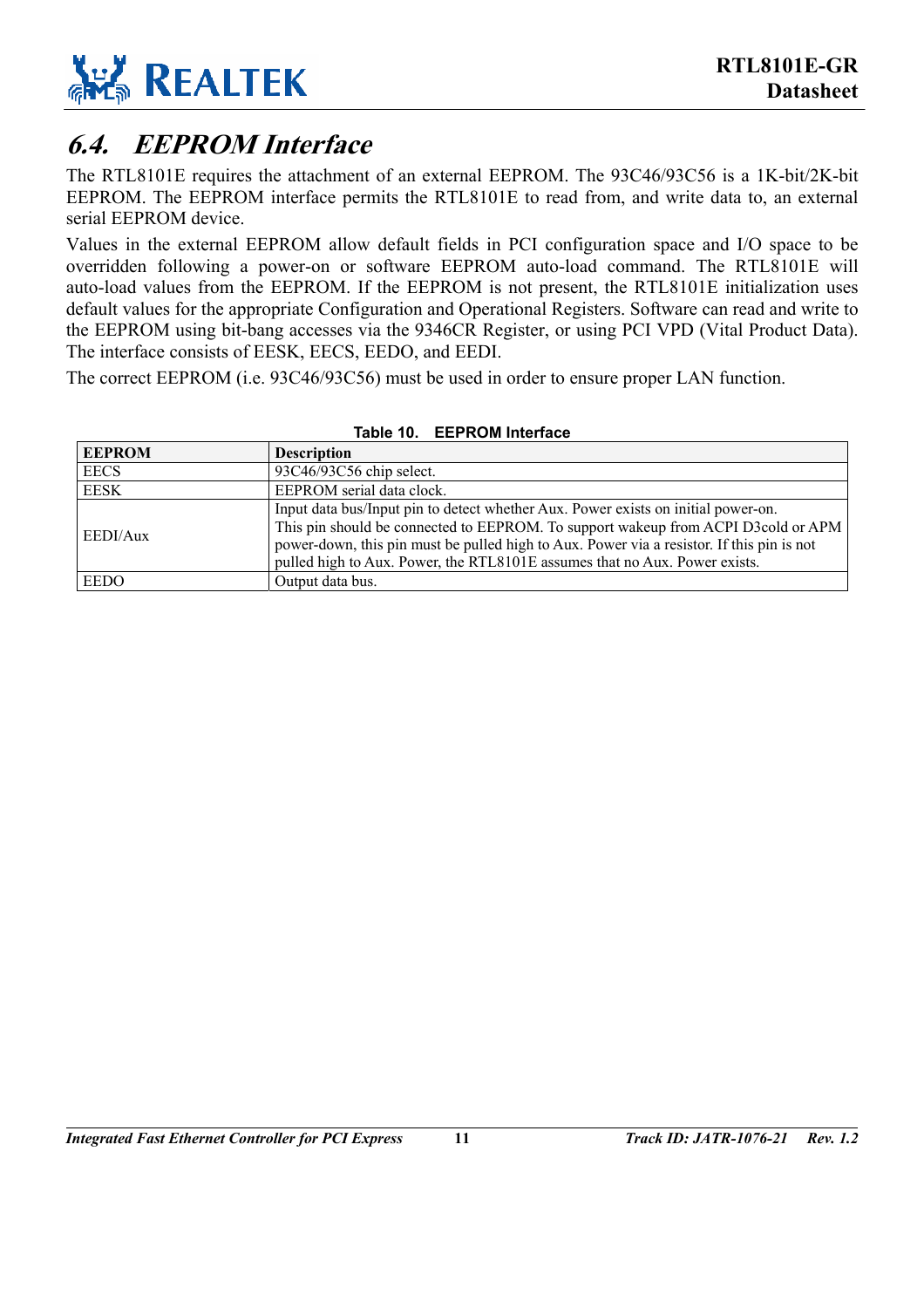## 6.4. EEPROM Interface

The RTL8101E requires the attachment of an external EEPROM. The 93C46/93C56 is a 1K-bit/2K-bit EEPROM. The EEPROM interface permits the RTL8101E to read from, and write data to, an external serial EEPROM device.

Values in the external EEPROM allow default fields in PCI configuration space and I/O space to be overridden following a power-on or software EEPROM auto-load command. The RTL8101E will auto-load values from the EEPROM. If the EEPROM is not present, the RTL8101E initialization uses default values for the appropriate Configuration and Operational Registers. Software can read and write to the EEPROM using bit-bang accesses via the 9346CR Register, or using PCI VPD (Vital Product Data). The interface consists of EESK, EECS, EEDO, and EEDI.

The correct EEPROM (i.e. 93C46/93C56) must be used in order to ensure proper LAN function.

**Table 10. EEPROM Interface**

| EEPROM | Description |
|---|---|
| EECS | 93C46/93C56 chip select. |
| EESK | EEPROM serial data clock. |
| EEDI/Aux | Input data bus/Input pin to detect whether Aux. Power exists on initial power-on. This pin should be connected to EEPROM. To support wakeup from ACPI D3cold or APM power-down, this pin must be pulled high to Aux. Power via a resistor. If this pin is not pulled high to Aux. Power, the RTL8101E assumes that no Aux. Power exists. |
| EEDO | Output data bus. |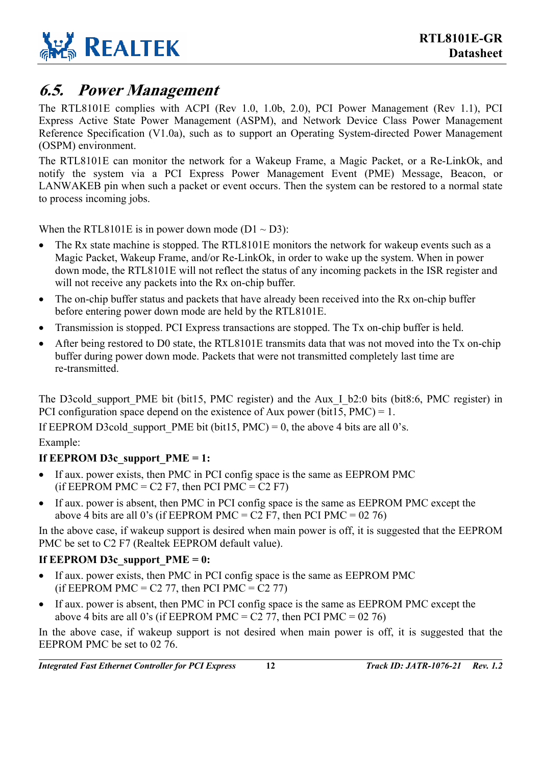## 6.5. Power Management

The RTL8101E complies with ACPI (Rev 1.0, 1.0b, 2.0), PCI Power Management (Rev 1.1), PCI Express Active State Power Management (ASPM), and Network Device Class Power Management Reference Specification (V1.0a), such as to support an Operating System-directed Power Management (OSPM) environment.

The RTL8101E can monitor the network for a Wakeup Frame, a Magic Packet, or a Re-LinkOk, and notify the system via a PCI Express Power Management Event (PME) Message, Beacon, or LANWAKEB pin when such a packet or event occurs. Then the system can be restored to a normal state to process incoming jobs.

When the RTL8101E is in power down mode (D1 ~ D3):

- The Rx state machine is stopped. The RTL8101E monitors the network for wakeup events such as a Magic Packet, Wakeup Frame, and/or Re-LinkOk, in order to wake up the system. When in power down mode, the RTL8101E will not reflect the status of any incoming packets in the ISR register and will not receive any packets into the Rx on-chip buffer.
- The on-chip buffer status and packets that have already been received into the Rx on-chip buffer before entering power down mode are held by the RTL8101E.
- Transmission is stopped. PCI Express transactions are stopped. The Tx on-chip buffer is held.
- After being restored to D0 state, the RTL8101E transmits data that was not moved into the Tx on-chip buffer during power down mode. Packets that were not transmitted completely last time are re-transmitted.

The D3cold_support_PME bit (bit15, PMC register) and the Aux_I_b2:0 bits (bit8:6, PMC register) in PCI configuration space depend on the existence of Aux power (bit15, PMC) = 1.

If EEPROM D3cold_support_PME bit (bit15, PMC) = 0, the above 4 bits are all 0's.

Example:

**If EEPROM D3c_support_PME = 1:**

- If aux. power exists, then PMC in PCI config space is the same as EEPROM PMC (if EEPROM PMC = C2 F7, then PCI PMC = C2 F7)
- If aux. power is absent, then PMC in PCI config space is the same as EEPROM PMC except the above 4 bits are all 0's (if EEPROM PMC = C2 F7, then PCI PMC = 02 76)

In the above case, if wakeup support is desired when main power is off, it is suggested that the EEPROM PMC be set to C2 F7 (Realtek EEPROM default value).

**If EEPROM D3c_support_PME = 0:**

- If aux. power exists, then PMC in PCI config space is the same as EEPROM PMC (if EEPROM PMC = C2 77, then PCI PMC = C2 77)
- If aux. power is absent, then PMC in PCI config space is the same as EEPROM PMC except the above 4 bits are all 0's (if EEPROM PMC = C2 77, then PCI PMC = 02 76)

In the above case, if wakeup support is not desired when main power is off, it is suggested that the EEPROM PMC be set to 02 76.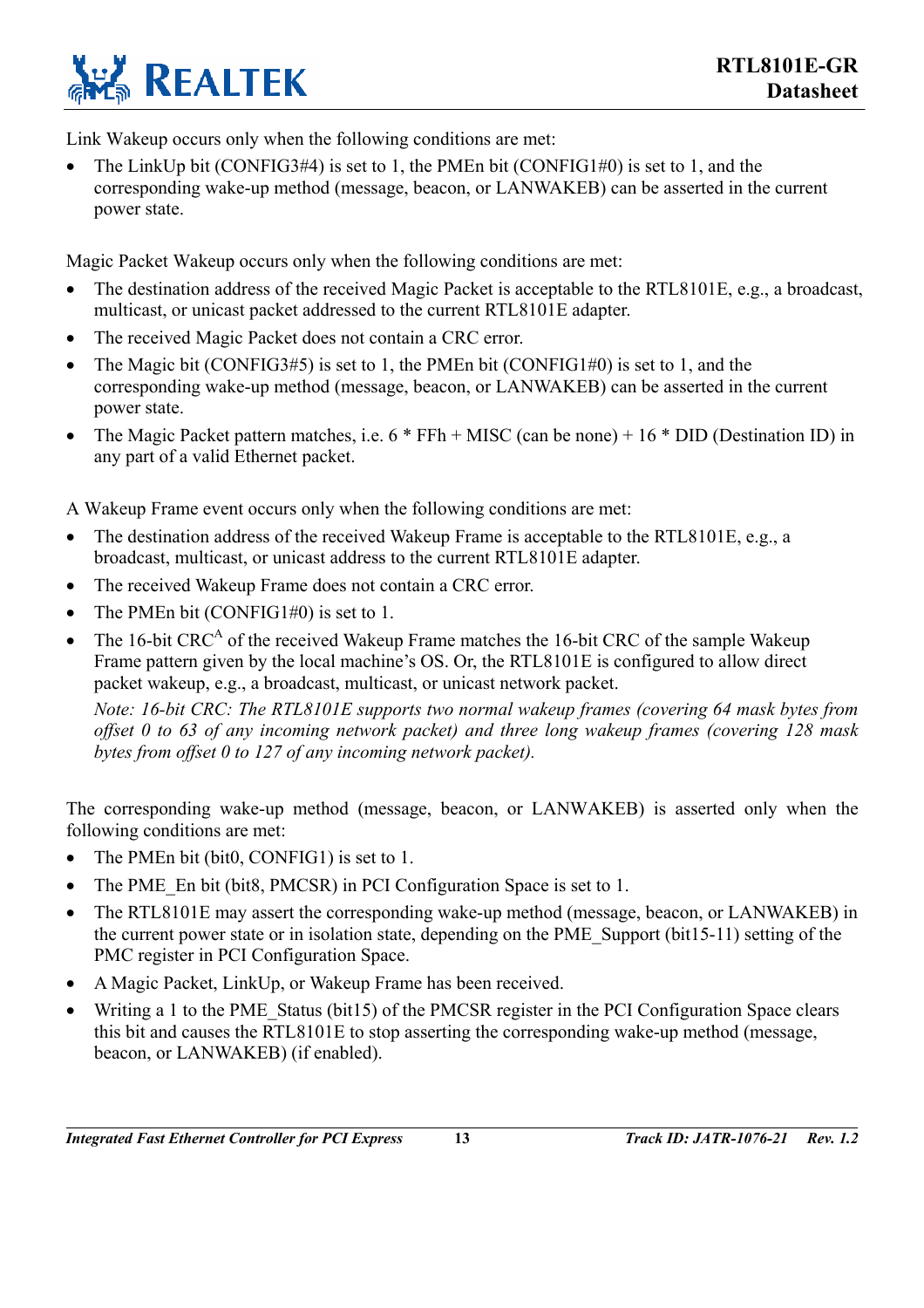Link Wakeup occurs only when the following conditions are met:

- The LinkUp bit (CONFIG3#4) is set to 1, the PMEn bit (CONFIG1#0) is set to 1, and the corresponding wake-up method (message, beacon, or LANWAKEB) can be asserted in the current power state.

Magic Packet Wakeup occurs only when the following conditions are met:

- The destination address of the received Magic Packet is acceptable to the RTL8101E, e.g., a broadcast, multicast, or unicast packet addressed to the current RTL8101E adapter.
- The received Magic Packet does not contain a CRC error.
- The Magic bit (CONFIG3#5) is set to 1, the PMEn bit (CONFIG1#0) is set to 1, and the corresponding wake-up method (message, beacon, or LANWAKEB) can be asserted in the current power state.
- The Magic Packet pattern matches, i.e. 6 * FFh + MISC (can be none) + 16 * DID (Destination ID) in any part of a valid Ethernet packet.

A Wakeup Frame event occurs only when the following conditions are met:

- The destination address of the received Wakeup Frame is acceptable to the RTL8101E, e.g., a broadcast, multicast, or unicast address to the current RTL8101E adapter.
- The received Wakeup Frame does not contain a CRC error.
- The PMEn bit (CONFIG1#0) is set to 1.
- The 16-bit CRC[A] of the received Wakeup Frame matches the 16-bit CRC of the sample Wakeup Frame pattern given by the local machine's OS. Or, the RTL8101E is configured to allow direct packet wakeup, e.g., a broadcast, multicast, or unicast network packet.

  *Note: 16-bit CRC: The RTL8101E supports two normal wakeup frames (covering 64 mask bytes from offset 0 to 63 of any incoming network packet) and three long wakeup frames (covering 128 mask bytes from offset 0 to 127 of any incoming network packet).*

The corresponding wake-up method (message, beacon, or LANWAKEB) is asserted only when the following conditions are met:

- The PMEn bit (bit0, CONFIG1) is set to 1.
- The PME_En bit (bit8, PMCSR) in PCI Configuration Space is set to 1.
- The RTL8101E may assert the corresponding wake-up method (message, beacon, or LANWAKEB) in the current power state or in isolation state, depending on the PME_Support (bit15-11) setting of the PMC register in PCI Configuration Space.
- A Magic Packet, LinkUp, or Wakeup Frame has been received.
- Writing a 1 to the PME_Status (bit15) of the PMCSR register in the PCI Configuration Space clears this bit and causes the RTL8101E to stop asserting the corresponding wake-up method (message, beacon, or LANWAKEB) (if enabled).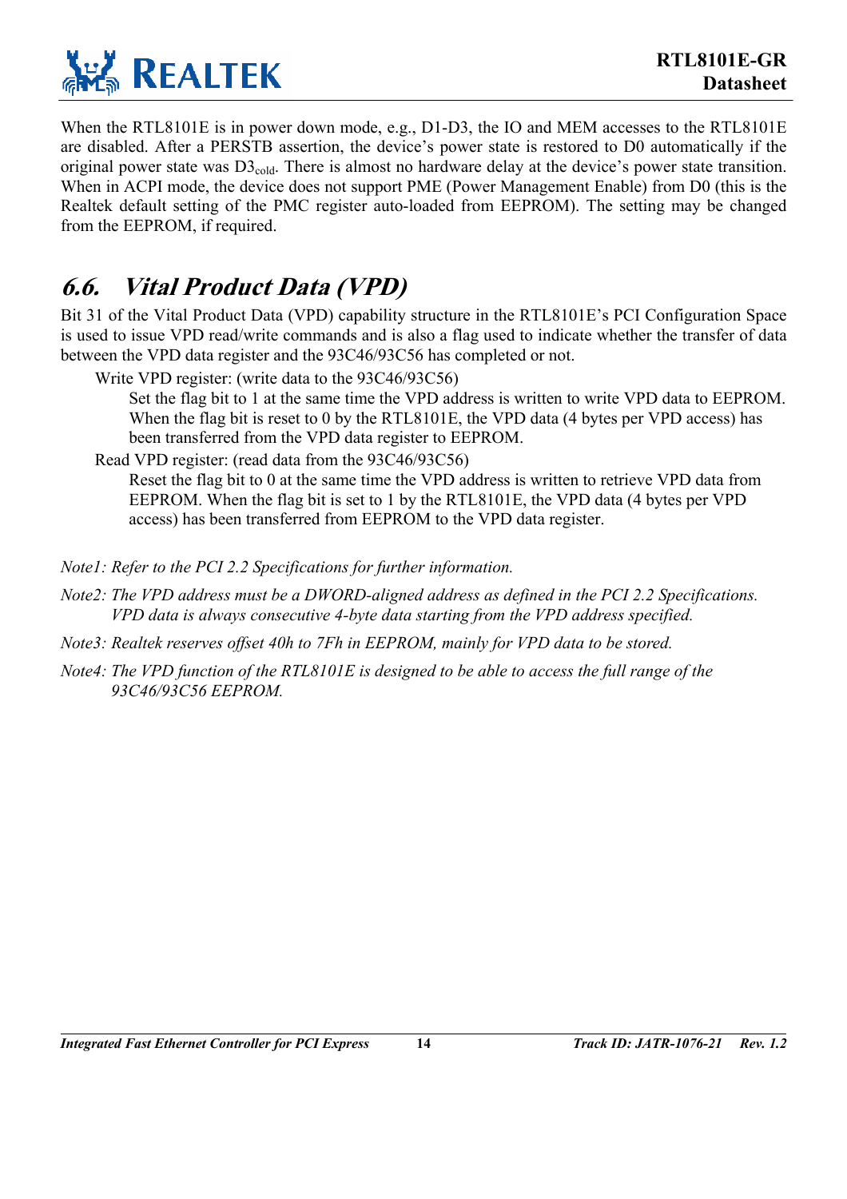When the RTL8101E is in power down mode, e.g., D1-D3, the IO and MEM accesses to the RTL8101E are disabled. After a PERSTB assertion, the device's power state is restored to D0 automatically if the original power state was $D3_{cold}$. There is almost no hardware delay at the device's power state transition. When in ACPI mode, the device does not support PME (Power Management Enable) from D0 (this is the Realtek default setting of the PMC register auto-loaded from EEPROM). The setting may be changed from the EEPROM, if required.

## 6.6. Vital Product Data (VPD)

Bit 31 of the Vital Product Data (VPD) capability structure in the RTL8101E's PCI Configuration Space is used to issue VPD read/write commands and is also a flag used to indicate whether the transfer of data between the VPD data register and the 93C46/93C56 has completed or not.

Write VPD register: (write data to the 93C46/93C56)

Set the flag bit to 1 at the same time the VPD address is written to write VPD data to EEPROM. When the flag bit is reset to 0 by the RTL8101E, the VPD data (4 bytes per VPD access) has been transferred from the VPD data register to EEPROM.

Read VPD register: (read data from the 93C46/93C56)

Reset the flag bit to 0 at the same time the VPD address is written to retrieve VPD data from EEPROM. When the flag bit is set to 1 by the RTL8101E, the VPD data (4 bytes per VPD access) has been transferred from EEPROM to the VPD data register.

*Note1: Refer to the PCI 2.2 Specifications for further information.*

*Note2: The VPD address must be a DWORD-aligned address as defined in the PCI 2.2 Specifications. VPD data is always consecutive 4-byte data starting from the VPD address specified.*

*Note3: Realtek reserves offset 40h to 7Fh in EEPROM, mainly for VPD data to be stored.*

*Note4: The VPD function of the RTL8101E is designed to be able to access the full range of the 93C46/93C56 EEPROM.*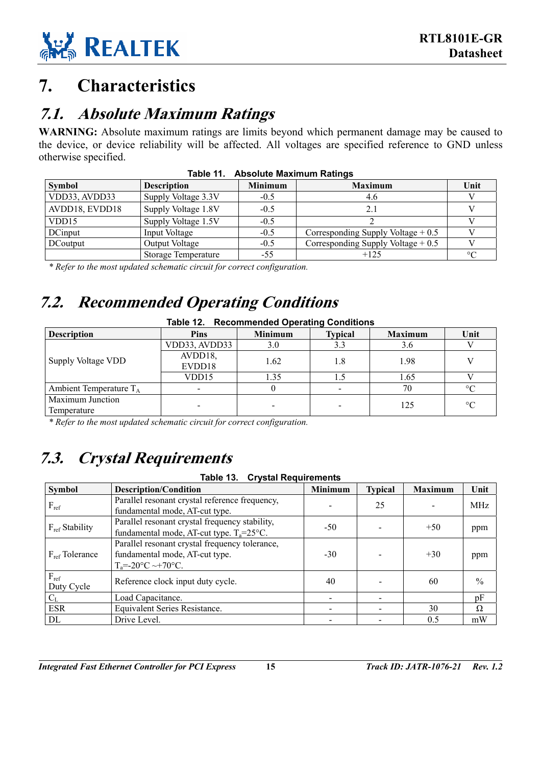# 7. Characteristics

## 7.1. Absolute Maximum Ratings

**WARNING:** Absolute maximum ratings are limits beyond which permanent damage may be caused to the device, or device reliability will be affected. All voltages are specified reference to GND unless otherwise specified.

**Table 11. Absolute Maximum Ratings**

| Symbol | Description | Minimum | Maximum | Unit |
|---|---|---|---|---|
| VDD33, AVDD33 | Supply Voltage 3.3V | -0.5 | 4.6 | V |
| AVDD18, EVDD18 | Supply Voltage 1.8V | -0.5 | 2.1 | V |
| VDD15 | Supply Voltage 1.5V | -0.5 | 2 | V |
| DCinput | Input Voltage | -0.5 | Corresponding Supply Voltage + 0.5 | V |
| DCoutput | Output Voltage | -0.5 | Corresponding Supply Voltage + 0.5 | V |
| | Storage Temperature | -55 | +125 | °C |

*\* Refer to the most updated schematic circuit for correct configuration.*

## 7.2. Recommended Operating Conditions

**Table 12. Recommended Operating Conditions**

| Description | Pins | Minimum | Typical | Maximum | Unit |
|---|---|---|---|---|---|
| Supply Voltage VDD | VDD33, AVDD33 | 3.0 | 3.3 | 3.6 | V |
| | AVDD18, EVDD18 | 1.62 | 1.8 | 1.98 | V |
| | VDD15 | 1.35 | 1.5 | 1.65 | V |
| Ambient Temperature $T_A$ | - | 0 | - | 70 | °C |
| Maximum Junction Temperature | - | - | - | 125 | °C |

*\* Refer to the most updated schematic circuit for correct configuration.*

## 7.3. Crystal Requirements

**Table 13. Crystal Requirements**

| Symbol | Description/Condition | Minimum | Typical | Maximum | Unit |
|---|---|---|---|---|---|
| $F_{ref}$ | Parallel resonant crystal reference frequency, fundamental mode, AT-cut type. | - | 25 | - | MHz |
| $F_{ref}$ Stability | Parallel resonant crystal frequency stability, fundamental mode, AT-cut type. $T_a$=25°C. | -50 | - | +50 | ppm |
| $F_{ref}$ Tolerance | Parallel resonant crystal frequency tolerance, fundamental mode, AT-cut type. $T_a$=-20°C ~+70°C. | -30 | - | +30 | ppm |
| $F_{ref}$ Duty Cycle | Reference clock input duty cycle. | 40 | - | 60 | % |
| $C_L$ | Load Capacitance. | - | - | | pF |
| ESR | Equivalent Series Resistance. | - | - | 30 | Ω |
| DL | Drive Level. | - | - | 0.5 | mW |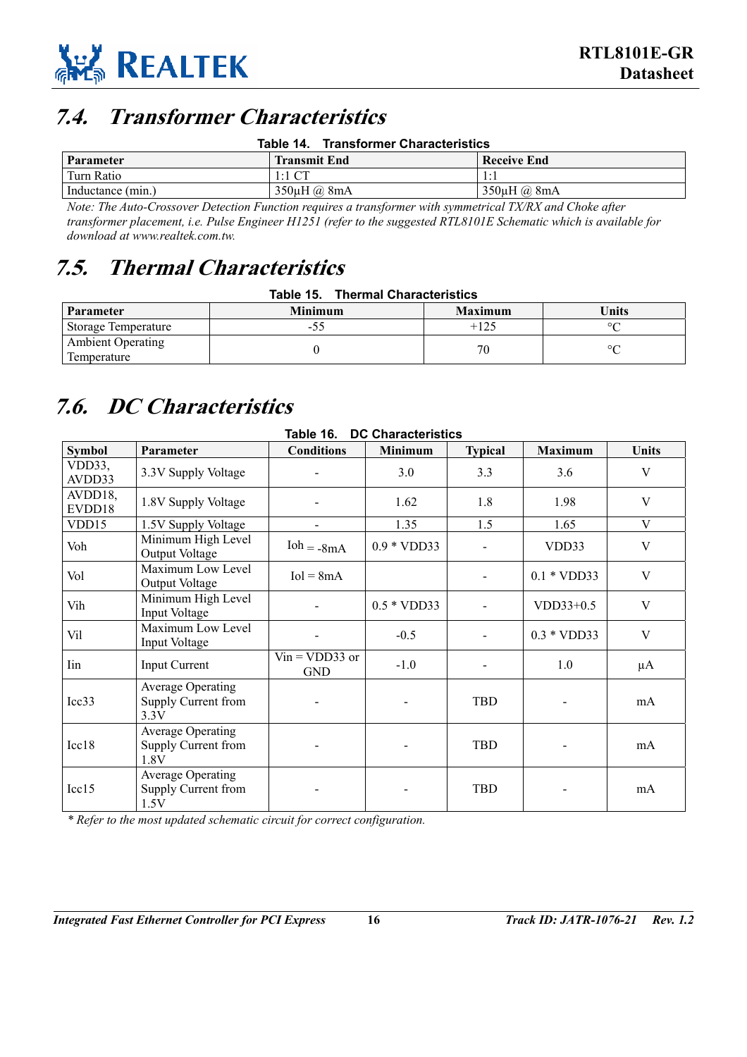## 7.4. Transformer Characteristics

**Table 14. Transformer Characteristics**

| Parameter | Transmit End | Receive End |
|---|---|---|
| Turn Ratio | 1:1 CT | 1:1 |
| Inductance (min.) | 350µH @ 8mA | 350µH @ 8mA |

*Note: The Auto-Crossover Detection Function requires a transformer with symmetrical TX/RX and Choke after transformer placement, i.e. Pulse Engineer H1251 (refer to the suggested RTL8101E Schematic which is available for download at www.realtek.com.tw.*

## 7.5. Thermal Characteristics

**Table 15. Thermal Characteristics**

| Parameter | Minimum | Maximum | Units |
|---|---|---|---|
| Storage Temperature | -55 | +125 | °C |
| Ambient Operating Temperature | 0 | 70 | °C |

## 7.6. DC Characteristics

**Table 16. DC Characteristics**

| Symbol | Parameter | Conditions | Minimum | Typical | Maximum | Units |
|---|---|---|---|---|---|---|
| VDD33, AVDD33 | 3.3V Supply Voltage | - | 3.0 | 3.3 | 3.6 | V |
| AVDD18, EVDD18 | 1.8V Supply Voltage | - | 1.62 | 1.8 | 1.98 | V |
| VDD15 | 1.5V Supply Voltage | - | 1.35 | 1.5 | 1.65 | V |
| Voh | Minimum High Level Output Voltage | Ioh = -8mA | 0.9 * VDD33 | - | VDD33 | V |
| Vol | Maximum Low Level Output Voltage | Iol = 8mA | | - | 0.1 * VDD33 | V |
| Vih | Minimum High Level Input Voltage | - | 0.5 * VDD33 | - | VDD33+0.5 | V |
| Vil | Maximum Low Level Input Voltage | - | -0.5 | - | 0.3 * VDD33 | V |
| Iin | Input Current | Vin = VDD33 or GND | -1.0 | - | 1.0 | µA |
| Icc33 | Average Operating Supply Current from 3.3V | - | - | TBD | - | mA |
| Icc18 | Average Operating Supply Current from 1.8V | - | - | TBD | - | mA |
| Icc15 | Average Operating Supply Current from 1.5V | - | - | TBD | - | mA |

*\* Refer to the most updated schematic circuit for correct configuration.*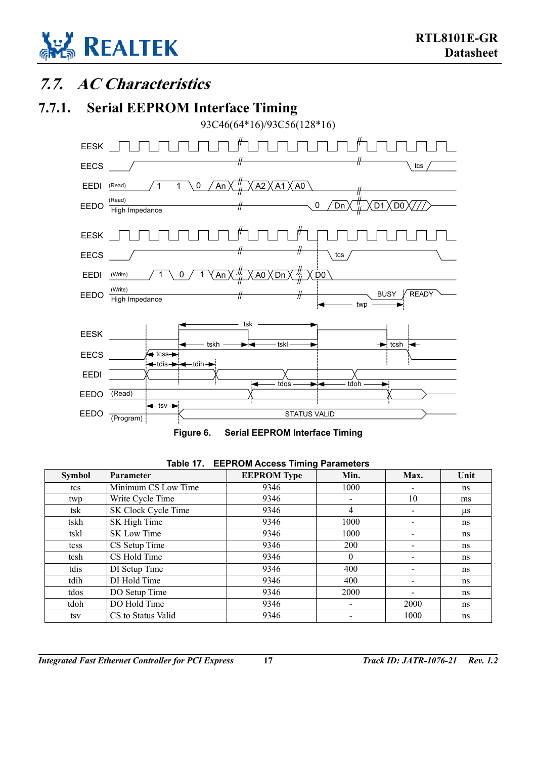## 7.7. AC Characteristics

### 7.7.1. Serial EEPROM Interface Timing

**Figure 6. Serial EEPROM Interface Timing**

**Table 17. EEPROM Access Timing Parameters**

| Symbol | Parameter | EEPROM Type | Min. | Max. | Unit |
|---|---|---|---|---|---|
| tcs | Minimum CS Low Time | 9346 | 1000 | - | ns |
| twp | Write Cycle Time | 9346 | - | 10 | ms |
| tsk | SK Clock Cycle Time | 9346 | 4 | - | µs |
| tskh | SK High Time | 9346 | 1000 | - | ns |
| tskl | SK Low Time | 9346 | 1000 | - | ns |
| tcss | CS Setup Time | 9346 | 200 | - | ns |
| tcsh | CS Hold Time | 9346 | 0 | - | ns |
| tdis | DI Setup Time | 9346 | 400 | - | ns |
| tdih | DI Hold Time | 9346 | 400 | - | ns |
| tdos | DO Setup Time | 9346 | 2000 | - | ns |
| tdoh | DO Hold Time | 9346 | - | 2000 | ns |
| tsv | CS to Status Valid | 9346 | - | 1000 | ns |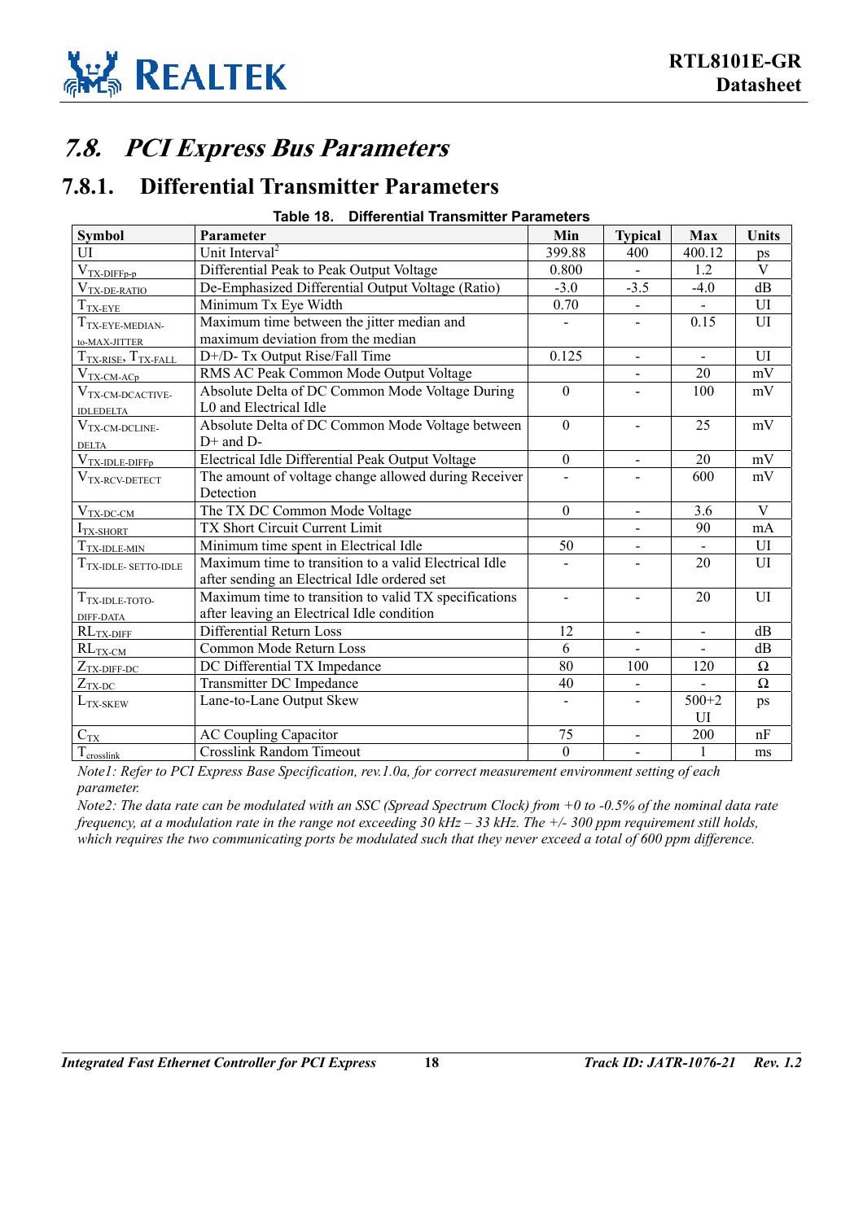# 7.8. PCI Express Bus Parameters

## 7.8.1. Differential Transmitter Parameters

**Table 18. Differential Transmitter Parameters**

| Symbol | Parameter | Min | Typical | Max | Units |
|---|---|---|---|---|---|
| UI | Unit Interval[2] | 399.88 | 400 | 400.12 | ps |
| $V_{TX\text{-}DIFFp\text{-}p}$ | Differential Peak to Peak Output Voltage | 0.800 | - | 1.2 | V |
| $V_{TX\text{-}DE\text{-}RATIO}$ | De-Emphasized Differential Output Voltage (Ratio) | -3.0 | -3.5 | -4.0 | dB |
| $T_{TX\text{-}EYE}$ | Minimum Tx Eye Width | 0.70 | - | - | UI |
| $T_{TX\text{-}EYE\text{-}MEDIAN\text{-}to\text{-}MAX\text{-}JITTER}$ | Maximum time between the jitter median and maximum deviation from the median | - | - | 0.15 | UI |
| $T_{TX\text{-}RISE}$, $T_{TX\text{-}FALL}$ | D+/D- Tx Output Rise/Fall Time | 0.125 | - | - | UI |
| $V_{TX\text{-}CM\text{-}ACp}$ | RMS AC Peak Common Mode Output Voltage | | - | 20 | mV |
| $V_{TX\text{-}CM\text{-}DCACTIVE\text{-}IDLEDELTA}$ | Absolute Delta of DC Common Mode Voltage During L0 and Electrical Idle | 0 | - | 100 | mV |
| $V_{TX\text{-}CM\text{-}DCLINE\text{-}DELTA}$ | Absolute Delta of DC Common Mode Voltage between D+ and D- | 0 | - | 25 | mV |
| $V_{TX\text{-}IDLE\text{-}DIFFp}$ | Electrical Idle Differential Peak Output Voltage | 0 | - | 20 | mV |
| $V_{TX\text{-}RCV\text{-}DETECT}$ | The amount of voltage change allowed during Receiver Detection | - | - | 600 | mV |
| $V_{TX\text{-}DC\text{-}CM}$ | The TX DC Common Mode Voltage | 0 | - | 3.6 | V |
| $I_{TX\text{-}SHORT}$ | TX Short Circuit Current Limit | | - | 90 | mA |
| $T_{TX\text{-}IDLE\text{-}MIN}$ | Minimum time spent in Electrical Idle | 50 | - | - | UI |
| $T_{TX\text{-}IDLE\text{-}SETTO\text{-}IDLE}$ | Maximum time to transition to a valid Electrical Idle after sending an Electrical Idle ordered set | - | - | 20 | UI |
| $T_{TX\text{-}IDLE\text{-}TOTO\text{-}DIFF\text{-}DATA}$ | Maximum time to transition to valid TX specifications after leaving an Electrical Idle condition | - | - | 20 | UI |
| $RL_{TX\text{-}DIFF}$ | Differential Return Loss | 12 | - | - | dB |
| $RL_{TX\text{-}CM}$ | Common Mode Return Loss | 6 | - | - | dB |
| $Z_{TX\text{-}DIFF\text{-}DC}$ | DC Differential TX Impedance | 80 | 100 | 120 | Ω |
| $Z_{TX\text{-}DC}$ | Transmitter DC Impedance | 40 | - | - | Ω |
| $L_{TX\text{-}SKEW}$ | Lane-to-Lane Output Skew | - | - | 500+2 UI | ps |
| $C_{TX}$ | AC Coupling Capacitor | 75 | - | 200 | nF |
| $T_{crosslink}$ | Crosslink Random Timeout | 0 | - | 1 | ms |

*Note1: Refer to PCI Express Base Specification, rev.1.0a, for correct measurement environment setting of each parameter.*

*Note2: The data rate can be modulated with an SSC (Spread Spectrum Clock) from +0 to -0.5% of the nominal data rate frequency, at a modulation rate in the range not exceeding 30 kHz – 33 kHz. The +/- 300 ppm requirement still holds, which requires the two communicating ports be modulated such that they never exceed a total of 600 ppm difference.*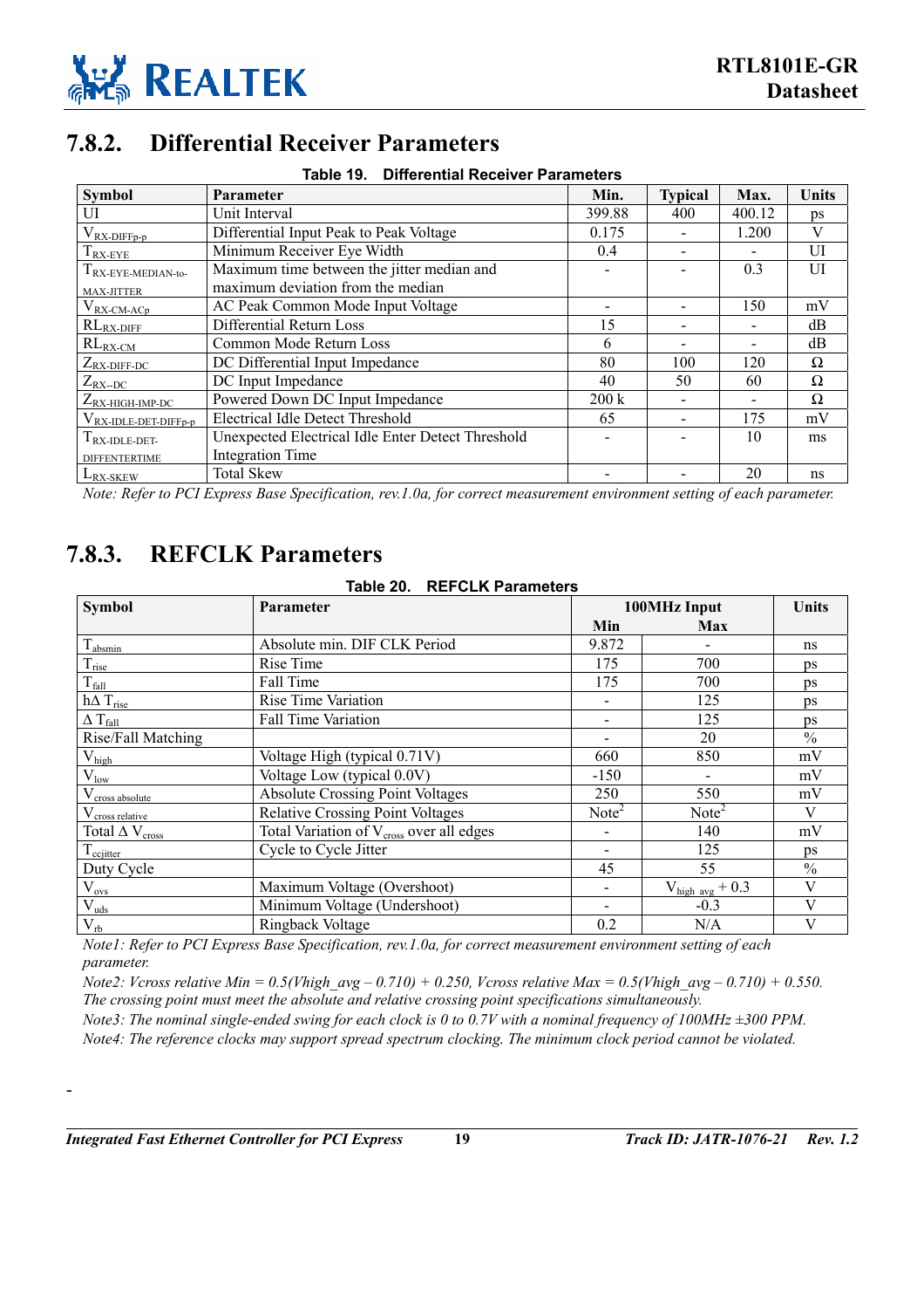## 7.8.2. Differential Receiver Parameters

**Table 19. Differential Receiver Parameters**

| Symbol | Parameter | Min. | Typical | Max. | Units |
|---|---|---|---|---|---|
| UI | Unit Interval | 399.88 | 400 | 400.12 | ps |
| $V_{RX-DIFFp-p}$ | Differential Input Peak to Peak Voltage | 0.175 | - | 1.200 | V |
| $T_{RX-EYE}$ | Minimum Receiver Eye Width | 0.4 | - | - | UI |
| $T_{RX-EYE-MEDIAN-to-MAX-JITTER}$ | Maximum time between the jitter median and maximum deviation from the median | - | - | 0.3 | UI |
| $V_{RX-CM-ACp}$ | AC Peak Common Mode Input Voltage | - | - | 150 | mV |
| $RL_{RX-DIFF}$ | Differential Return Loss | 15 | - | - | dB |
| $RL_{RX-CM}$ | Common Mode Return Loss | 6 | - | - | dB |
| $Z_{RX-DIFF-DC}$ | DC Differential Input Impedance | 80 | 100 | 120 | Ω |
| $Z_{RX--DC}$ | DC Input Impedance | 40 | 50 | 60 | Ω |
| $Z_{RX-HIGH-IMP-DC}$ | Powered Down DC Input Impedance | 200 k | - | - | Ω |
| $V_{RX-IDLE-DET-DIFFp-p}$ | Electrical Idle Detect Threshold | 65 | - | 175 | mV |
| $T_{RX-IDLE-DET-DIFFENTERTIME}$ | Unexpected Electrical Idle Enter Detect Threshold Integration Time | - | - | 10 | ms |
| $L_{RX-SKEW}$ | Total Skew | - | - | 20 | ns |

*Note: Refer to PCI Express Base Specification, rev.1.0a, for correct measurement environment setting of each parameter.*

## 7.8.3. REFCLK Parameters

**Table 20. REFCLK Parameters**

| Symbol | Parameter | 100MHz Input | | Units |
|---|---|---|---|---|
| | | Min | Max | |
| $T_{absmin}$ | Absolute min. DIF CLK Period | 9.872 | - | ns |
| $T_{rise}$ | Rise Time | 175 | 700 | ps |
| $T_{fall}$ | Fall Time | 175 | 700 | ps |
| $h\Delta T_{rise}$ | Rise Time Variation | - | 125 | ps |
| $\Delta T_{fall}$ | Fall Time Variation | - | 125 | ps |
| Rise/Fall Matching | | - | 20 | % |
| $V_{high}$ | Voltage High (typical 0.71V) | 660 | 850 | mV |
| $V_{low}$ | Voltage Low (typical 0.0V) | -150 | - | mV |
| $V_{cross\ absolute}$ | Absolute Crossing Point Voltages | 250 | 550 | mV |
| $V_{cross\ relative}$ | Relative Crossing Point Voltages | Note[2] | Note[2] | V |
| Total $\Delta V_{cross}$ | Total Variation of $V_{cross}$ over all edges | - | 140 | mV |
| $T_{ccjitter}$ | Cycle to Cycle Jitter | - | 125 | ps |
| Duty Cycle | | 45 | 55 | % |
| $V_{ovs}$ | Maximum Voltage (Overshoot) | - | $V_{high\ avg} + 0.3$ | V |
| $V_{uds}$ | Minimum Voltage (Undershoot) | - | -0.3 | V |
| $V_{rb}$ | Ringback Voltage | 0.2 | N/A | V |

*Note1: Refer to PCI Express Base Specification, rev.1.0a, for correct measurement environment setting of each parameter.*

*Note2: Vcross relative Min = 0.5(Vhigh_avg – 0.710) + 0.250, Vcross relative Max = 0.5(Vhigh_avg – 0.710) + 0.550. The crossing point must meet the absolute and relative crossing point specifications simultaneously.*

*Note3: The nominal single-ended swing for each clock is 0 to 0.7V with a nominal frequency of 100MHz ±300 PPM.*

*Note4: The reference clocks may support spread spectrum clocking. The minimum clock period cannot be violated.*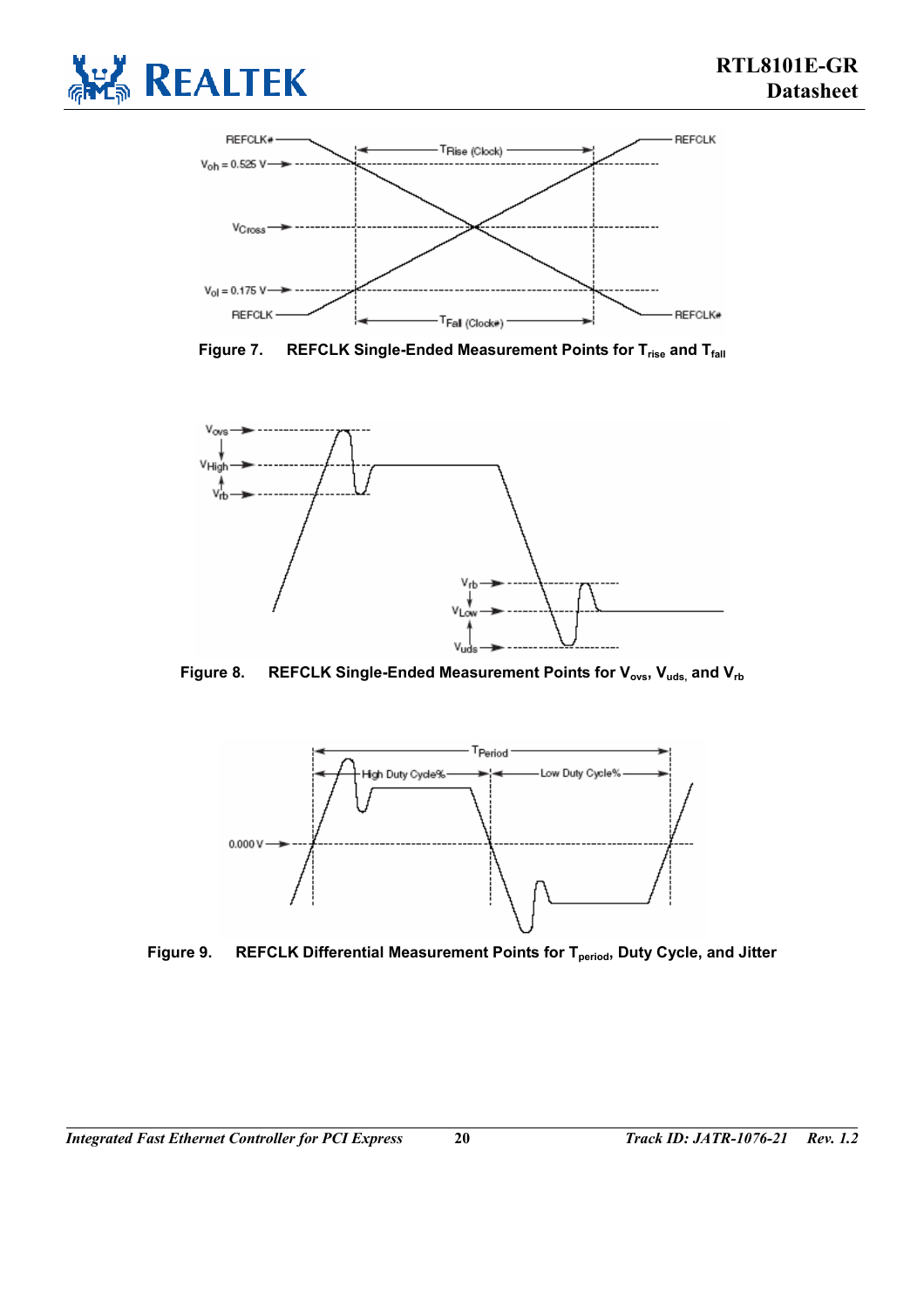Figure 7. REFCLK Single-Ended Measurement Points for $T_{rise}$ and $T_{fall}$

Figure 8. REFCLK Single-Ended Measurement Points for $V_{ovs}$, $V_{uds}$, and $V_{rb}$

Figure 9. REFCLK Differential Measurement Points for $T_{period}$, Duty Cycle, and Jitter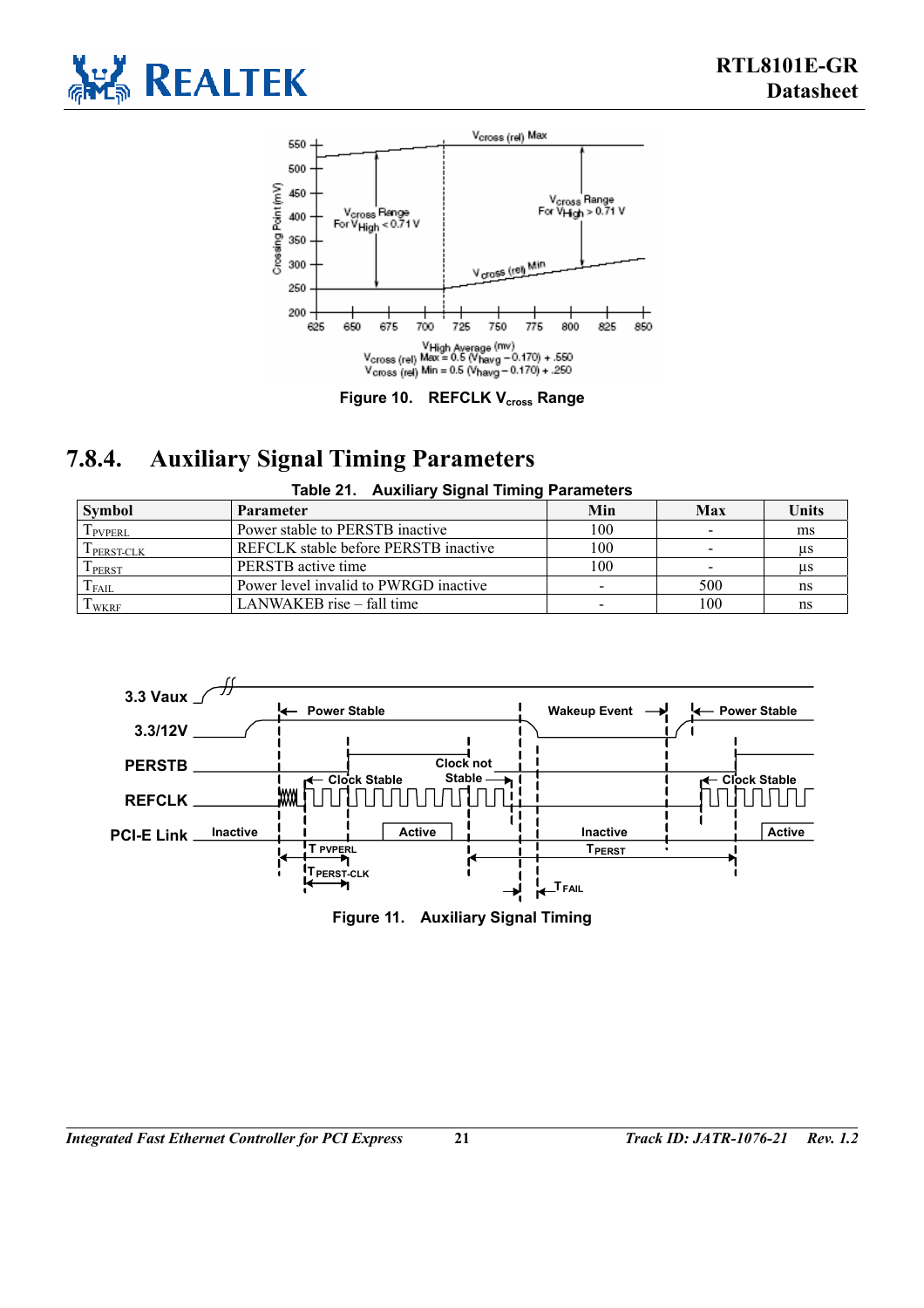Figure 10. REFCLK $V_{cross}$ Range

## 7.8.4. Auxiliary Signal Timing Parameters

Table 21. Auxiliary Signal Timing Parameters

| Symbol | Parameter | Min | Max | Units |
|---|---|---|---|---|
| $T_{PVPERL}$ | Power stable to PERSTB inactive | 100 | - | ms |
| $T_{PERST\text{-}CLK}$ | REFCLK stable before PERSTB inactive | 100 | - | µs |
| $T_{PERST}$ | PERSTB active time | 100 | - | µs |
| $T_{FAIL}$ | Power level invalid to PWRGD inactive | - | 500 | ns |
| $T_{WKRF}$ | LANWAKEB rise – fall time | - | 100 | ns |

Figure 11. Auxiliary Signal Timing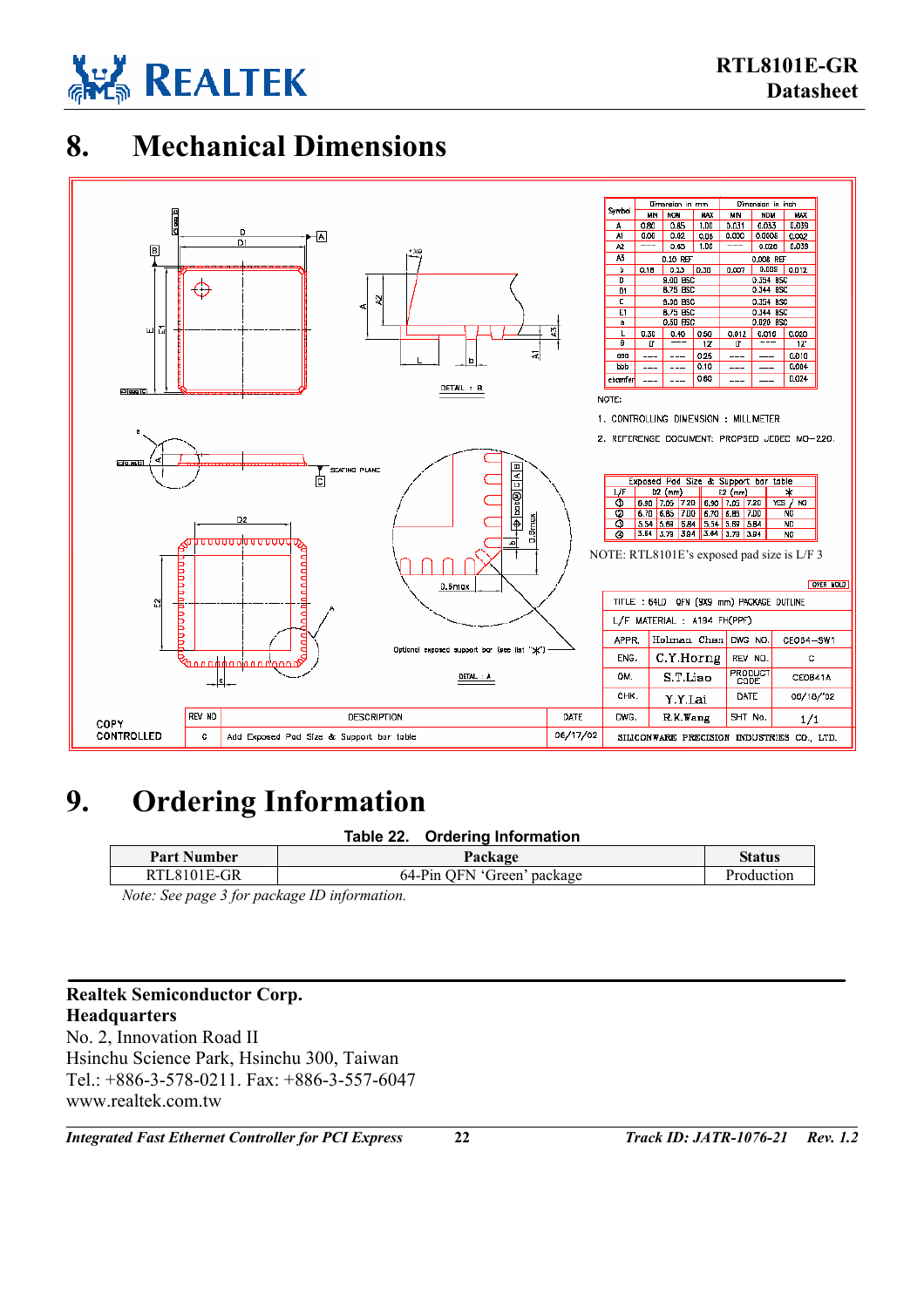# 8. Mechanical Dimensions

| Symbol | Dimension in mm | | | Dimension in inch | | |
|---|---|---|---|---|---|---|
| | MIN | NOM | MAX | MIN | NOM | MAX |
| A | 0.80 | 0.85 | 1.00 | 0.031 | 0.033 | 0.039 |
| A1 | 0.00 | 0.02 | 0.05 | 0.000 | 0.0008 | 0.002 |
| A2 | --- | 0.65 | 1.00 | --- | 0.026 | 0.039 |
| A3 | 0.20 REF | | | 0.008 REF | | |
| b | 0.18 | 0.23 | 0.30 | 0.007 | 0.009 | 0.012 |
| D | 9.00 BSC | | | 0.354 BSC | | |
| D1 | 8.75 BSC | | | 0.344 BSC | | |
| E | 9.00 BSC | | | 0.354 BSC | | |
| E1 | 8.75 BSC | | | 0.344 BSC | | |
| e | 0.50 BSC | | | 0.020 BSC | | |
| L | 0.30 | 0.40 | 0.50 | 0.012 | 0.016 | 0.020 |
| θ | 0° | --- | 12° | 0° | --- | 12° |
| aaa | --- | --- | 0.25 | --- | --- | 0.010 |
| bbb | --- | --- | 0.10 | --- | --- | 0.004 |
| chamfer | --- | --- | 0.60 | --- | --- | 0.024 |

NOTE:

1. CONTROLLING DIMENSION : MILLIMETER
2. REFERENCE DOCUMENT: PROPSED JEDEC MO-220.

| Exposed Pad Size & Support bar table | | | | | | | |
|---|---|---|---|---|---|---|---|
| L/F | D2 (mm) | | | E2 (mm) | | | * |
| 1 | 6.90 | 7.05 | 7.20 | 6.90 | 7.05 | 7.20 | YES / NO |
| 2 | 6.70 | 6.85 | 7.00 | 6.70 | 6.85 | 7.00 | NO |
| 3 | 5.54 | 5.69 | 5.84 | 5.54 | 5.69 | 5.84 | NO |
| 4 | 3.64 | 3.79 | 3.94 | 3.64 | 3.79 | 3.94 | NO |

NOTE: RTL8101E's exposed pad size is L/F 3

D
D1
A
B
E
E1
DETAIL : B
SEATING PLANE
C
D2
E2
e
0.3max
Optional exposed support bar (see list "*")
DETAIL : A

OVER MOLD

| | | | |
|---|---|---|---|
| TITLE : 64LD QFN (9X9 mm) PACKAGE OUTLINE | | | |
| L/F MATERIAL : A194 FH(PPF) | | | |
| APPR. | Holman Chen | DWG NO. | CE064-SW1 |
| ENG. | C.Y.Horng | REV NO. | C |
| QM. | S.T.Liao | PRODUCT CODE | CE0641A |
| CHK. | Y.Y.Lai | DATE | 06/18/'02 |
| DWG. | R.K.Wang | SHT No. | 1/1 |
| SILICONWARE PRECISION INDUSTRIES CO., LTD. | | | |

COPY CONTROLLED

| REV NO | DESCRIPTION | DATE |
|---|---|---|
| C | Add Exposed Pad Size & Support bar table | 06/17/02 |

# 9. Ordering Information

**Table 22. Ordering Information**

| Part Number | Package | Status |
|---|---|---|
| RTL8101E-GR | 64-Pin QFN 'Green' package | Production |

*Note: See page 3 for package ID information.*

**Realtek Semiconductor Corp.**
**Headquarters**
No. 2, Innovation Road II
Hsinchu Science Park, Hsinchu 300, Taiwan
Tel.: +886-3-578-0211. Fax: +886-3-557-6047
www.realtek.com.tw